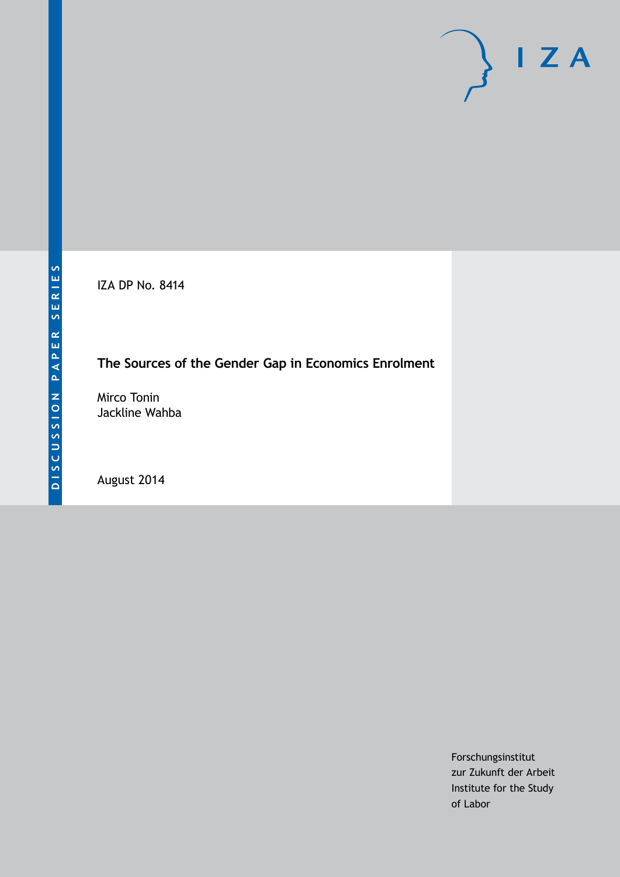DISCUSSION PAPER SERIES

IZA DP No. 8414

# The Sources of the Gender Gap in Economics Enrolment

Mirco Tonin
Jackline Wahba

August 2014

Forschungsinstitut
zur Zukunft der Arbeit
Institute for the Study
of Labor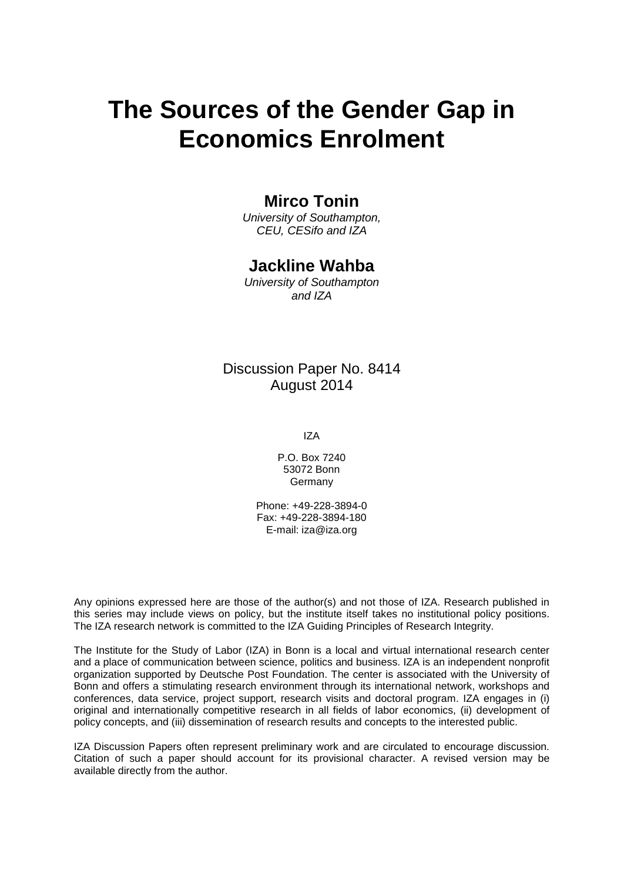# The Sources of the Gender Gap in Economics Enrolment

## Mirco Tonin

*University of Southampton, CEU, CESifo and IZA*

## Jackline Wahba

*University of Southampton and IZA*

Discussion Paper No. 8414
August 2014

IZA

P.O. Box 7240
53072 Bonn
Germany

Phone: +49-228-3894-0
Fax: +49-228-3894-180
E-mail: iza@iza.org

Any opinions expressed here are those of the author(s) and not those of IZA. Research published in this series may include views on policy, but the institute itself takes no institutional policy positions. The IZA research network is committed to the IZA Guiding Principles of Research Integrity.

The Institute for the Study of Labor (IZA) in Bonn is a local and virtual international research center and a place of communication between science, politics and business. IZA is an independent nonprofit organization supported by Deutsche Post Foundation. The center is associated with the University of Bonn and offers a stimulating research environment through its international network, workshops and conferences, data service, project support, research visits and doctoral program. IZA engages in (i) original and internationally competitive research in all fields of labor economics, (ii) development of policy concepts, and (iii) dissemination of research results and concepts to the interested public.

IZA Discussion Papers often represent preliminary work and are circulated to encourage discussion. Citation of such a paper should account for its provisional character. A revised version may be available directly from the author.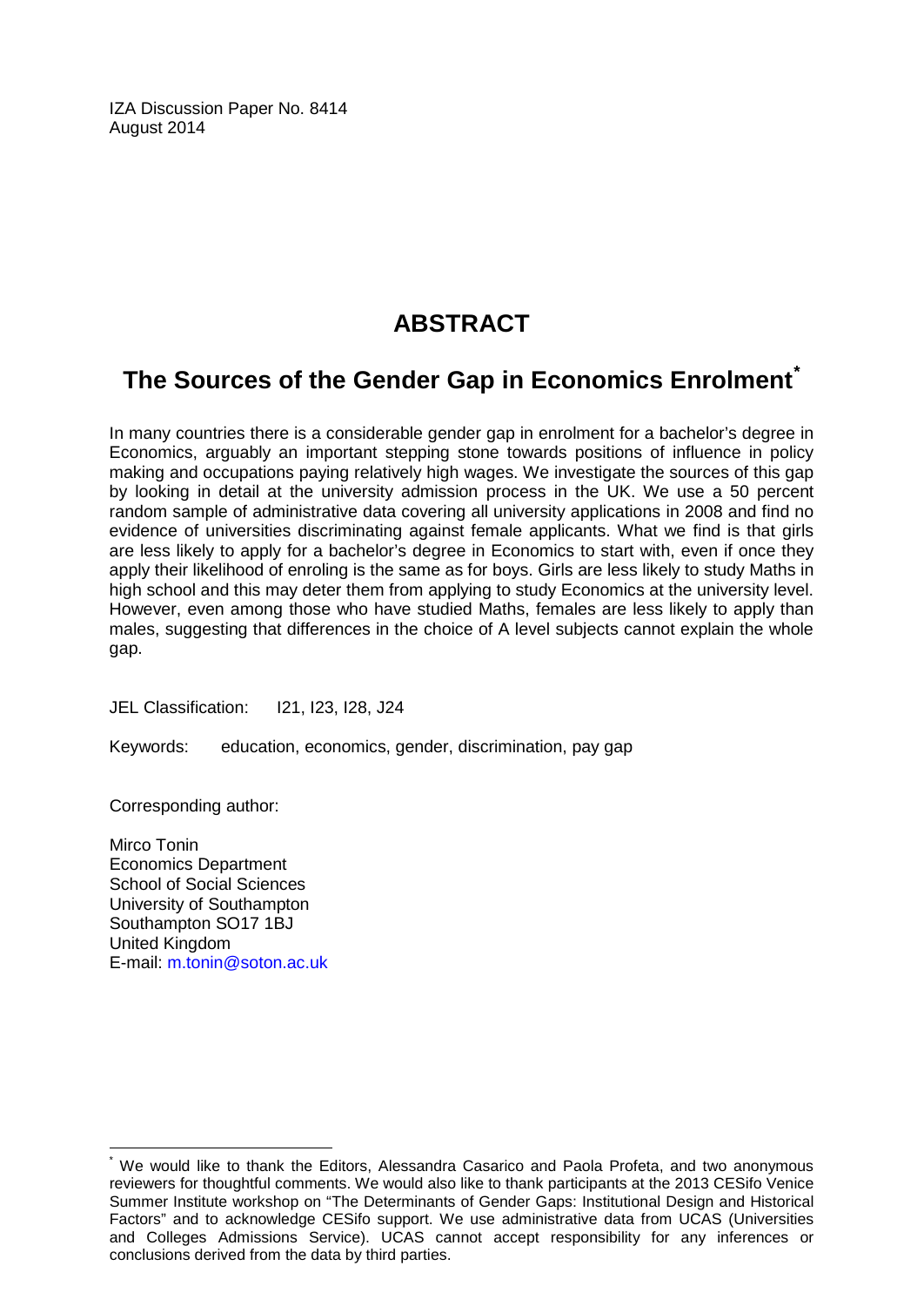IZA Discussion Paper No. 8414
August 2014

# ABSTRACT

## The Sources of the Gender Gap in Economics Enrolment[*]

In many countries there is a considerable gender gap in enrolment for a bachelor's degree in Economics, arguably an important stepping stone towards positions of influence in policy making and occupations paying relatively high wages. We investigate the sources of this gap by looking in detail at the university admission process in the UK. We use a 50 percent random sample of administrative data covering all university applications in 2008 and find no evidence of universities discriminating against female applicants. What we find is that girls are less likely to apply for a bachelor's degree in Economics to start with, even if once they apply their likelihood of enroling is the same as for boys. Girls are less likely to study Maths in high school and this may deter them from applying to study Economics at the university level. However, even among those who have studied Maths, females are less likely to apply than males, suggesting that differences in the choice of A level subjects cannot explain the whole gap.

JEL Classification: I21, I23, I28, J24

Keywords: education, economics, gender, discrimination, pay gap

Corresponding author:

Mirco Tonin
Economics Department
School of Social Sciences
University of Southampton
Southampton SO17 1BJ
United Kingdom
E-mail: m.tonin@soton.ac.uk

[*] We would like to thank the Editors, Alessandra Casarico and Paola Profeta, and two anonymous reviewers for thoughtful comments. We would also like to thank participants at the 2013 CESifo Venice Summer Institute workshop on "The Determinants of Gender Gaps: Institutional Design and Historical Factors" and to acknowledge CESifo support. We use administrative data from UCAS (Universities and Colleges Admissions Service). UCAS cannot accept responsibility for any inferences or conclusions derived from the data by third parties.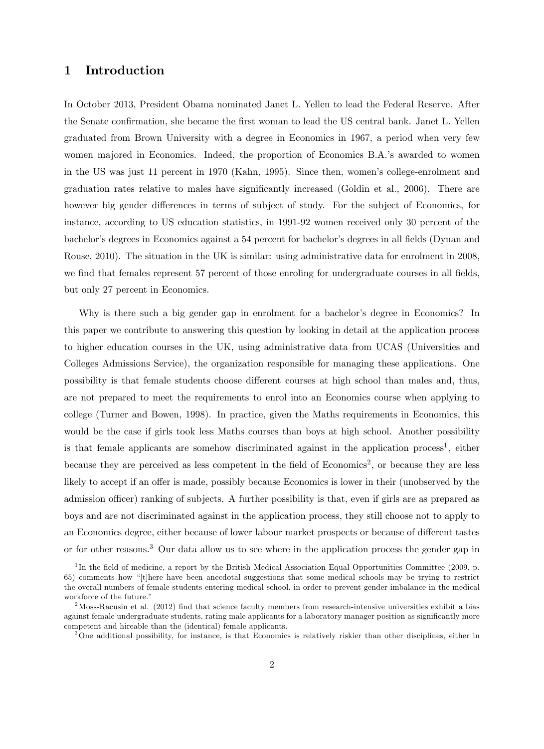# 1 Introduction

In October 2013, President Obama nominated Janet L. Yellen to lead the Federal Reserve. After the Senate confirmation, she became the first woman to lead the US central bank. Janet L. Yellen graduated from Brown University with a degree in Economics in 1967, a period when very few women majored in Economics. Indeed, the proportion of Economics B.A.'s awarded to women in the US was just 11 percent in 1970 (Kahn, 1995). Since then, women's college-enrolment and graduation rates relative to males have significantly increased (Goldin et al., 2006). There are however big gender differences in terms of subject of study. For the subject of Economics, for instance, according to US education statistics, in 1991-92 women received only 30 percent of the bachelor's degrees in Economics against a 54 percent for bachelor's degrees in all fields (Dynan and Rouse, 2010). The situation in the UK is similar: using administrative data for enrolment in 2008, we find that females represent 57 percent of those enroling for undergraduate courses in all fields, but only 27 percent in Economics.

Why is there such a big gender gap in enrolment for a bachelor's degree in Economics? In this paper we contribute to answering this question by looking in detail at the application process to higher education courses in the UK, using administrative data from UCAS (Universities and Colleges Admissions Service), the organization responsible for managing these applications. One possibility is that female students choose different courses at high school than males and, thus, are not prepared to meet the requirements to enrol into an Economics course when applying to college (Turner and Bowen, 1998). In practice, given the Maths requirements in Economics, this would be the case if girls took less Maths courses than boys at high school. Another possibility is that female applicants are somehow discriminated against in the application process[1], either because they are perceived as less competent in the field of Economics[2], or because they are less likely to accept if an offer is made, possibly because Economics is lower in their (unobserved by the admission officer) ranking of subjects. A further possibility is that, even if girls are as prepared as boys and are not discriminated against in the application process, they still choose not to apply to an Economics degree, either because of lower labour market prospects or because of different tastes or for other reasons.[3] Our data allow us to see where in the application process the gender gap in

[1] In the field of medicine, a report by the British Medical Association Equal Opportunities Committee (2009, p. 65) comments how "[t]here have been anecdotal suggestions that some medical schools may be trying to restrict the overall numbers of female students entering medical school, in order to prevent gender imbalance in the medical workforce of the future."

[2] Moss-Racusin et al. (2012) find that science faculty members from research-intensive universities exhibit a bias against female undergraduate students, rating male applicants for a laboratory manager position as significantly more competent and hireable than the (identical) female applicants.

[3] One additional possibility, for instance, is that Economics is relatively riskier than other disciplines, either in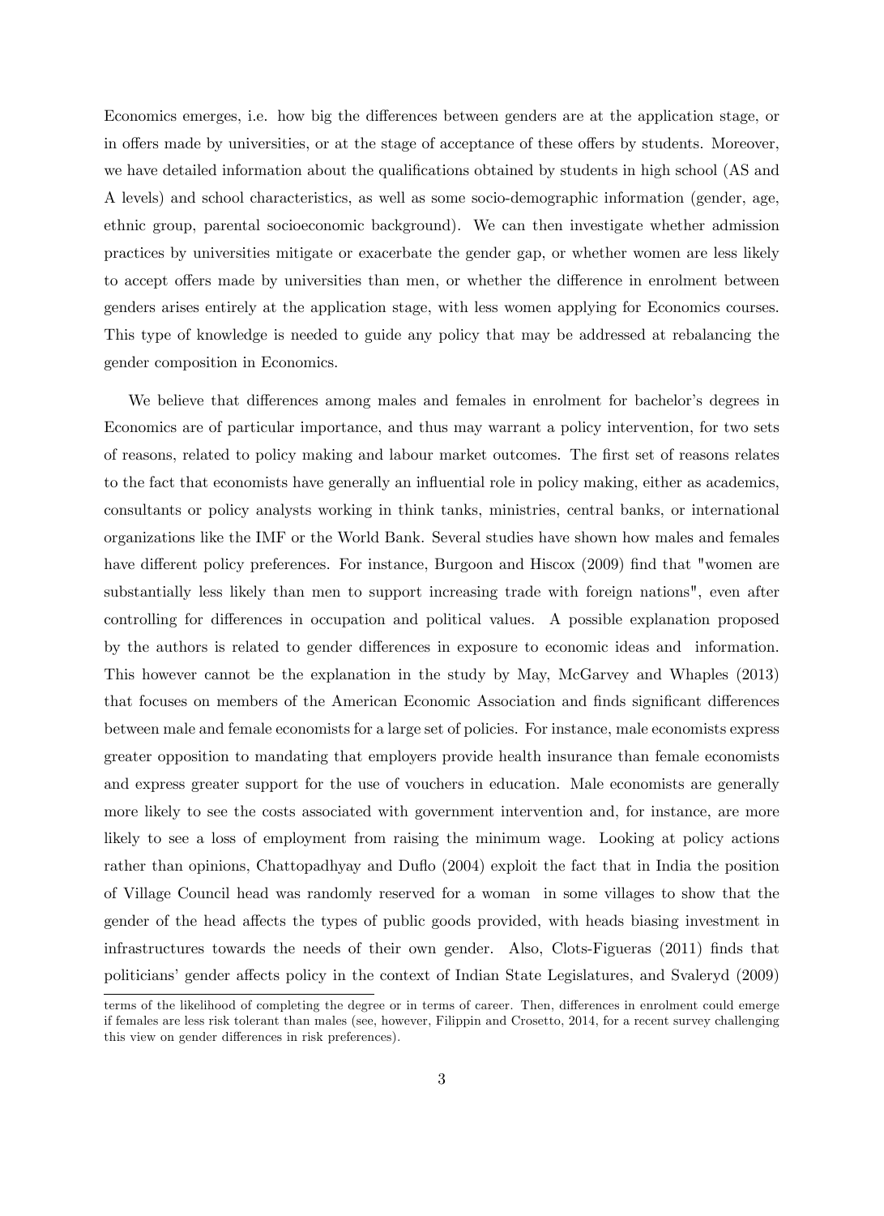Economics emerges, i.e. how big the differences between genders are at the application stage, or in offers made by universities, or at the stage of acceptance of these offers by students. Moreover, we have detailed information about the qualifications obtained by students in high school (AS and A levels) and school characteristics, as well as some socio-demographic information (gender, age, ethnic group, parental socioeconomic background). We can then investigate whether admission practices by universities mitigate or exacerbate the gender gap, or whether women are less likely to accept offers made by universities than men, or whether the difference in enrolment between genders arises entirely at the application stage, with less women applying for Economics courses. This type of knowledge is needed to guide any policy that may be addressed at rebalancing the gender composition in Economics.

We believe that differences among males and females in enrolment for bachelor's degrees in Economics are of particular importance, and thus may warrant a policy intervention, for two sets of reasons, related to policy making and labour market outcomes. The first set of reasons relates to the fact that economists have generally an influential role in policy making, either as academics, consultants or policy analysts working in think tanks, ministries, central banks, or international organizations like the IMF or the World Bank. Several studies have shown how males and females have different policy preferences. For instance, Burgoon and Hiscox (2009) find that "women are substantially less likely than men to support increasing trade with foreign nations", even after controlling for differences in occupation and political values. A possible explanation proposed by the authors is related to gender differences in exposure to economic ideas and information. This however cannot be the explanation in the study by May, McGarvey and Whaples (2013) that focuses on members of the American Economic Association and finds significant differences between male and female economists for a large set of policies. For instance, male economists express greater opposition to mandating that employers provide health insurance than female economists and express greater support for the use of vouchers in education. Male economists are generally more likely to see the costs associated with government intervention and, for instance, are more likely to see a loss of employment from raising the minimum wage. Looking at policy actions rather than opinions, Chattopadhyay and Duflo (2004) exploit the fact that in India the position of Village Council head was randomly reserved for a woman in some villages to show that the gender of the head affects the types of public goods provided, with heads biasing investment in infrastructures towards the needs of their own gender. Also, Clots-Figueras (2011) finds that politicians' gender affects policy in the context of Indian State Legislatures, and Svaleryd (2009)

terms of the likelihood of completing the degree or in terms of career. Then, differences in enrolment could emerge if females are less risk tolerant than males (see, however, Filippin and Crosetto, 2014, for a recent survey challenging this view on gender differences in risk preferences).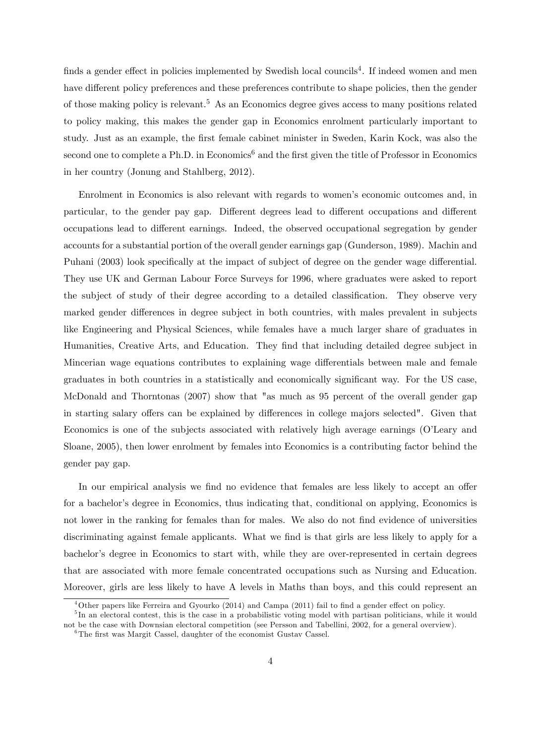finds a gender effect in policies implemented by Swedish local councils[4]. If indeed women and men have different policy preferences and these preferences contribute to shape policies, then the gender of those making policy is relevant.[5] As an Economics degree gives access to many positions related to policy making, this makes the gender gap in Economics enrolment particularly important to study. Just as an example, the first female cabinet minister in Sweden, Karin Kock, was also the second one to complete a Ph.D. in Economics[6] and the first given the title of Professor in Economics in her country (Jonung and Stahlberg, 2012).

Enrolment in Economics is also relevant with regards to women's economic outcomes and, in particular, to the gender pay gap. Different degrees lead to different occupations and different occupations lead to different earnings. Indeed, the observed occupational segregation by gender accounts for a substantial portion of the overall gender earnings gap (Gunderson, 1989). Machin and Puhani (2003) look specifically at the impact of subject of degree on the gender wage differential. They use UK and German Labour Force Surveys for 1996, where graduates were asked to report the subject of study of their degree according to a detailed classification. They observe very marked gender differences in degree subject in both countries, with males prevalent in subjects like Engineering and Physical Sciences, while females have a much larger share of graduates in Humanities, Creative Arts, and Education. They find that including detailed degree subject in Mincerian wage equations contributes to explaining wage differentials between male and female graduates in both countries in a statistically and economically significant way. For the US case, McDonald and Thorntonas (2007) show that "as much as 95 percent of the overall gender gap in starting salary offers can be explained by differences in college majors selected". Given that Economics is one of the subjects associated with relatively high average earnings (O'Leary and Sloane, 2005), then lower enrolment by females into Economics is a contributing factor behind the gender pay gap.

In our empirical analysis we find no evidence that females are less likely to accept an offer for a bachelor's degree in Economics, thus indicating that, conditional on applying, Economics is not lower in the ranking for females than for males. We also do not find evidence of universities discriminating against female applicants. What we find is that girls are less likely to apply for a bachelor's degree in Economics to start with, while they are over-represented in certain degrees that are associated with more female concentrated occupations such as Nursing and Education. Moreover, girls are less likely to have A levels in Maths than boys, and this could represent an

[4] Other papers like Ferreira and Gyourko (2014) and Campa (2011) fail to find a gender effect on policy.

[5] In an electoral contest, this is the case in a probabilistic voting model with partisan politicians, while it would not be the case with Downsian electoral competition (see Persson and Tabellini, 2002, for a general overview).

[6] The first was Margit Cassel, daughter of the economist Gustav Cassel.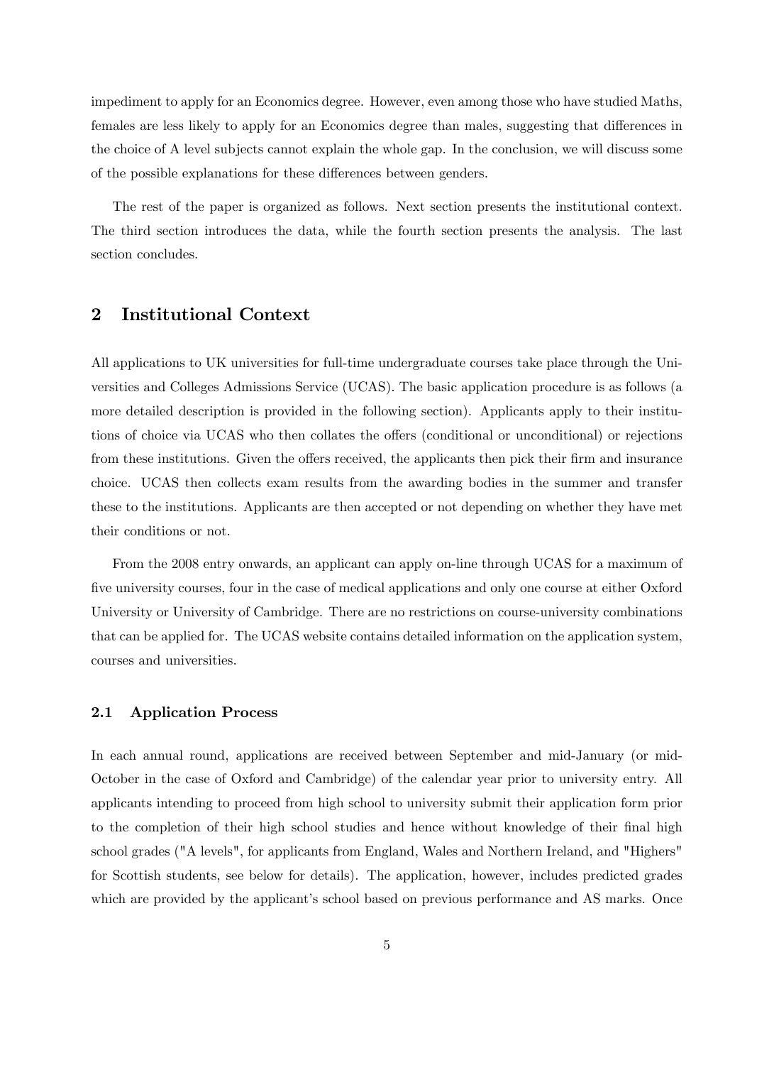impediment to apply for an Economics degree. However, even among those who have studied Maths, females are less likely to apply for an Economics degree than males, suggesting that differences in the choice of A level subjects cannot explain the whole gap. In the conclusion, we will discuss some of the possible explanations for these differences between genders.

The rest of the paper is organized as follows. Next section presents the institutional context. The third section introduces the data, while the fourth section presents the analysis. The last section concludes.

## 2 Institutional Context

All applications to UK universities for full-time undergraduate courses take place through the Universities and Colleges Admissions Service (UCAS). The basic application procedure is as follows (a more detailed description is provided in the following section). Applicants apply to their institutions of choice via UCAS who then collates the offers (conditional or unconditional) or rejections from these institutions. Given the offers received, the applicants then pick their firm and insurance choice. UCAS then collects exam results from the awarding bodies in the summer and transfer these to the institutions. Applicants are then accepted or not depending on whether they have met their conditions or not.

From the 2008 entry onwards, an applicant can apply on-line through UCAS for a maximum of five university courses, four in the case of medical applications and only one course at either Oxford University or University of Cambridge. There are no restrictions on course-university combinations that can be applied for. The UCAS website contains detailed information on the application system, courses and universities.

### 2.1 Application Process

In each annual round, applications are received between September and mid-January (or mid-October in the case of Oxford and Cambridge) of the calendar year prior to university entry. All applicants intending to proceed from high school to university submit their application form prior to the completion of their high school studies and hence without knowledge of their final high school grades ("A levels", for applicants from England, Wales and Northern Ireland, and "Highers" for Scottish students, see below for details). The application, however, includes predicted grades which are provided by the applicant's school based on previous performance and AS marks. Once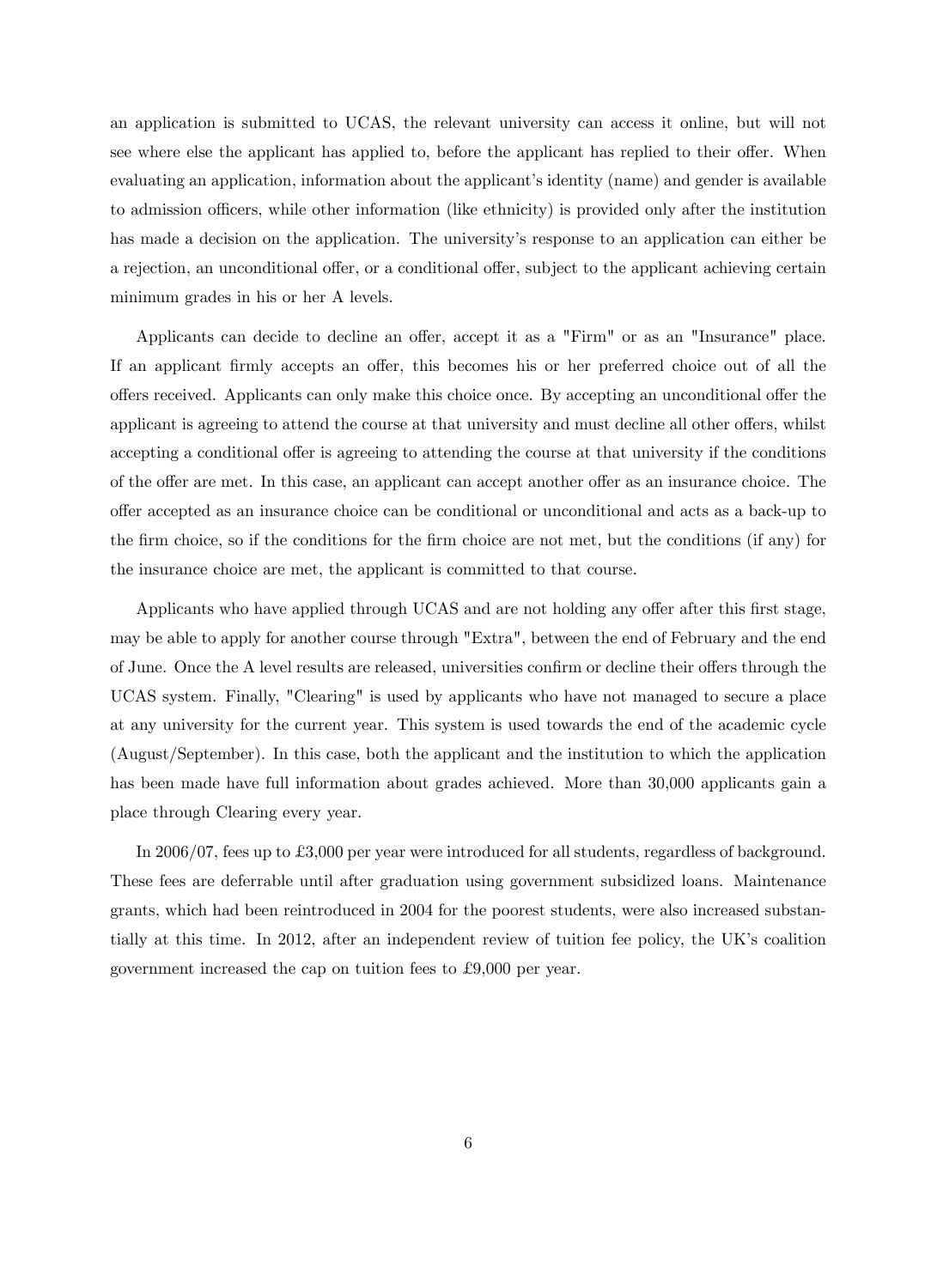an application is submitted to UCAS, the relevant university can access it online, but will not see where else the applicant has applied to, before the applicant has replied to their offer. When evaluating an application, information about the applicant's identity (name) and gender is available to admission officers, while other information (like ethnicity) is provided only after the institution has made a decision on the application. The university's response to an application can either be a rejection, an unconditional offer, or a conditional offer, subject to the applicant achieving certain minimum grades in his or her A levels.

Applicants can decide to decline an offer, accept it as a "Firm" or as an "Insurance" place. If an applicant firmly accepts an offer, this becomes his or her preferred choice out of all the offers received. Applicants can only make this choice once. By accepting an unconditional offer the applicant is agreeing to attend the course at that university and must decline all other offers, whilst accepting a conditional offer is agreeing to attending the course at that university if the conditions of the offer are met. In this case, an applicant can accept another offer as an insurance choice. The offer accepted as an insurance choice can be conditional or unconditional and acts as a back-up to the firm choice, so if the conditions for the firm choice are not met, but the conditions (if any) for the insurance choice are met, the applicant is committed to that course.

Applicants who have applied through UCAS and are not holding any offer after this first stage, may be able to apply for another course through "Extra", between the end of February and the end of June. Once the A level results are released, universities confirm or decline their offers through the UCAS system. Finally, "Clearing" is used by applicants who have not managed to secure a place at any university for the current year. This system is used towards the end of the academic cycle (August/September). In this case, both the applicant and the institution to which the application has been made have full information about grades achieved. More than 30,000 applicants gain a place through Clearing every year.

In 2006/07, fees up to £3,000 per year were introduced for all students, regardless of background. These fees are deferrable until after graduation using government subsidized loans. Maintenance grants, which had been reintroduced in 2004 for the poorest students, were also increased substantially at this time. In 2012, after an independent review of tuition fee policy, the UK's coalition government increased the cap on tuition fees to £9,000 per year.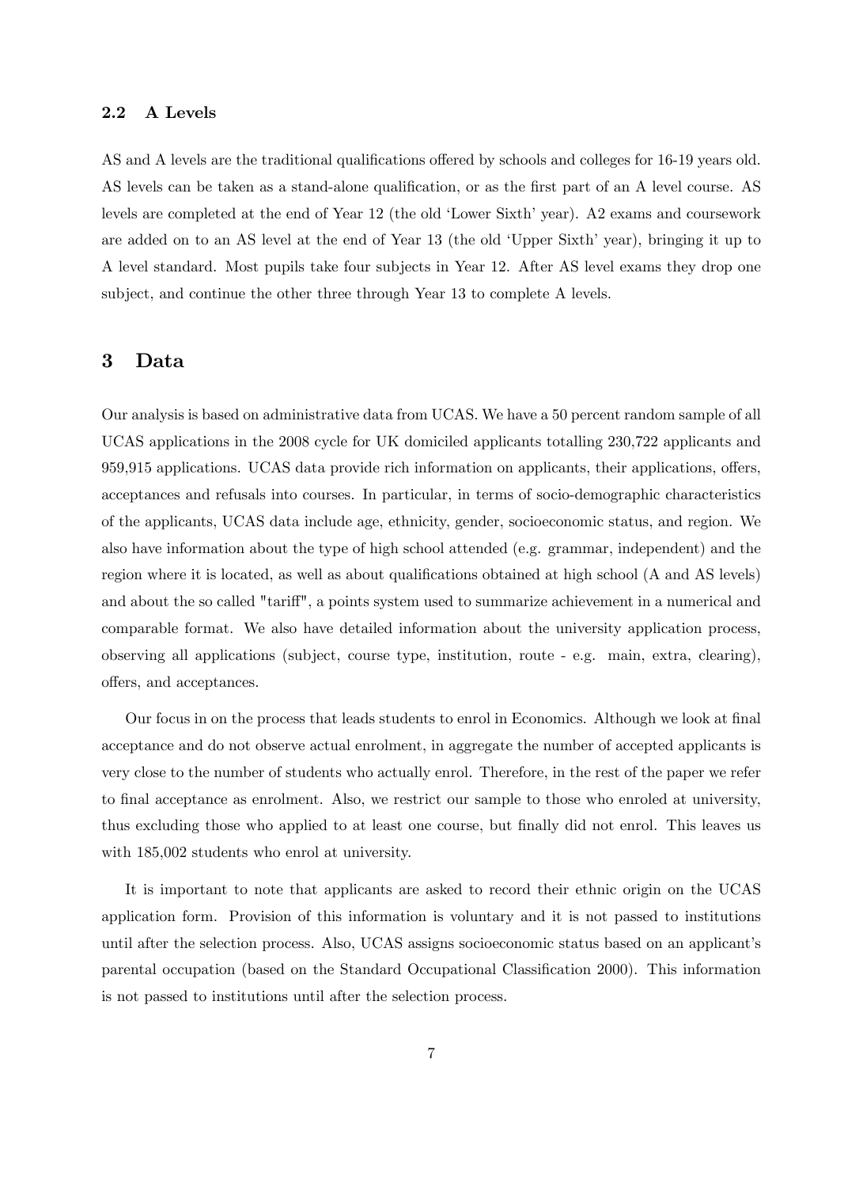### 2.2 A Levels

AS and A levels are the traditional qualifications offered by schools and colleges for 16-19 years old. AS levels can be taken as a stand-alone qualification, or as the first part of an A level course. AS levels are completed at the end of Year 12 (the old 'Lower Sixth' year). A2 exams and coursework are added on to an AS level at the end of Year 13 (the old 'Upper Sixth' year), bringing it up to A level standard. Most pupils take four subjects in Year 12. After AS level exams they drop one subject, and continue the other three through Year 13 to complete A levels.

## 3 Data

Our analysis is based on administrative data from UCAS. We have a 50 percent random sample of all UCAS applications in the 2008 cycle for UK domiciled applicants totalling 230,722 applicants and 959,915 applications. UCAS data provide rich information on applicants, their applications, offers, acceptances and refusals into courses. In particular, in terms of socio-demographic characteristics of the applicants, UCAS data include age, ethnicity, gender, socioeconomic status, and region. We also have information about the type of high school attended (e.g. grammar, independent) and the region where it is located, as well as about qualifications obtained at high school (A and AS levels) and about the so called "tariff", a points system used to summarize achievement in a numerical and comparable format. We also have detailed information about the university application process, observing all applications (subject, course type, institution, route - e.g. main, extra, clearing), offers, and acceptances.

Our focus in on the process that leads students to enrol in Economics. Although we look at final acceptance and do not observe actual enrolment, in aggregate the number of accepted applicants is very close to the number of students who actually enrol. Therefore, in the rest of the paper we refer to final acceptance as enrolment. Also, we restrict our sample to those who enroled at university, thus excluding those who applied to at least one course, but finally did not enrol. This leaves us with 185,002 students who enrol at university.

It is important to note that applicants are asked to record their ethnic origin on the UCAS application form. Provision of this information is voluntary and it is not passed to institutions until after the selection process. Also, UCAS assigns socioeconomic status based on an applicant's parental occupation (based on the Standard Occupational Classification 2000). This information is not passed to institutions until after the selection process.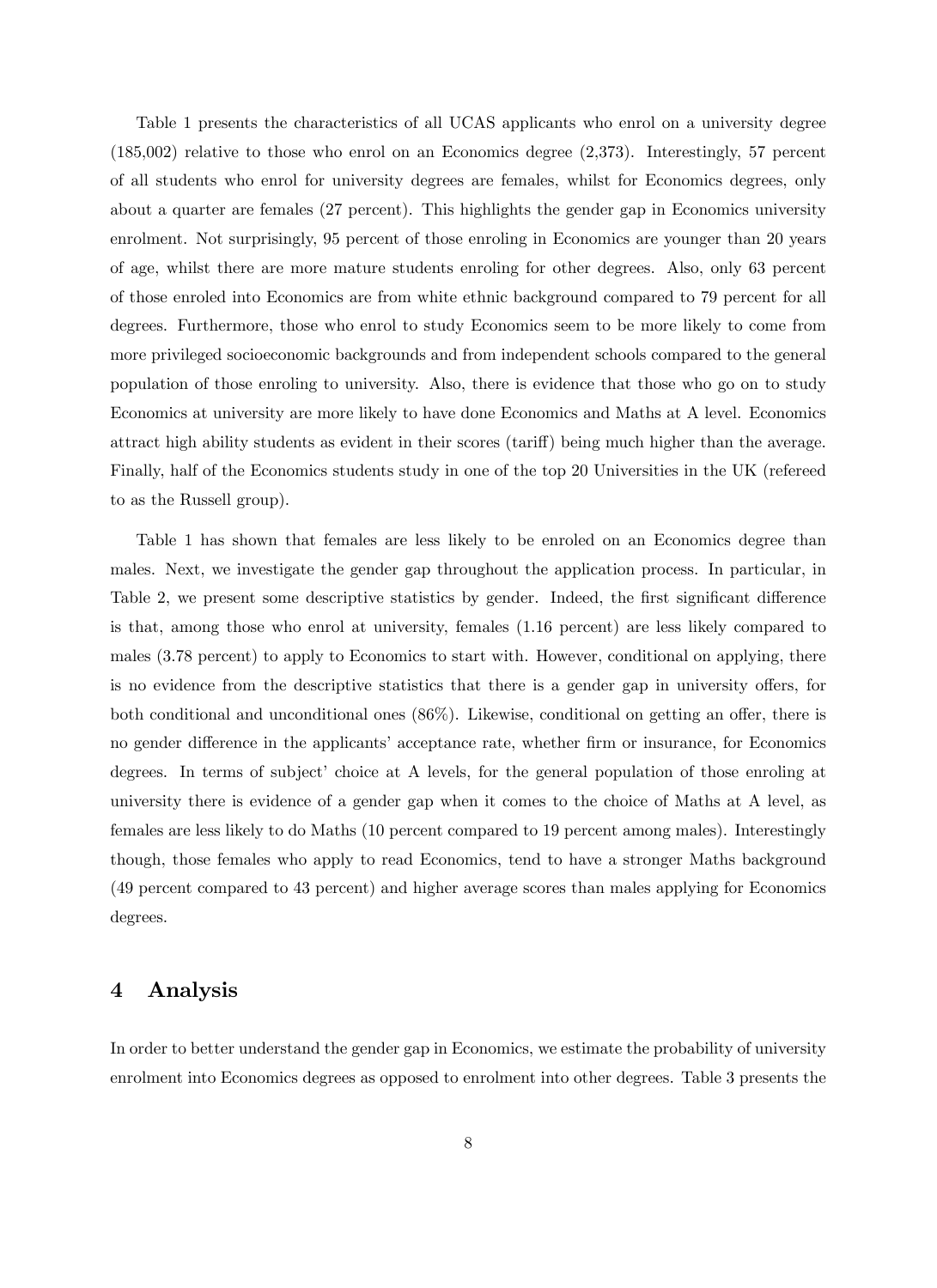Table 1 presents the characteristics of all UCAS applicants who enrol on a university degree (185,002) relative to those who enrol on an Economics degree (2,373). Interestingly, 57 percent of all students who enrol for university degrees are females, whilst for Economics degrees, only about a quarter are females (27 percent). This highlights the gender gap in Economics university enrolment. Not surprisingly, 95 percent of those enroling in Economics are younger than 20 years of age, whilst there are more mature students enroling for other degrees. Also, only 63 percent of those enroled into Economics are from white ethnic background compared to 79 percent for all degrees. Furthermore, those who enrol to study Economics seem to be more likely to come from more privileged socioeconomic backgrounds and from independent schools compared to the general population of those enroling to university. Also, there is evidence that those who go on to study Economics at university are more likely to have done Economics and Maths at A level. Economics attract high ability students as evident in their scores (tariff) being much higher than the average. Finally, half of the Economics students study in one of the top 20 Universities in the UK (refereed to as the Russell group).

Table 1 has shown that females are less likely to be enroled on an Economics degree than males. Next, we investigate the gender gap throughout the application process. In particular, in Table 2, we present some descriptive statistics by gender. Indeed, the first significant difference is that, among those who enrol at university, females (1.16 percent) are less likely compared to males (3.78 percent) to apply to Economics to start with. However, conditional on applying, there is no evidence from the descriptive statistics that there is a gender gap in university offers, for both conditional and unconditional ones (86%). Likewise, conditional on getting an offer, there is no gender difference in the applicants' acceptance rate, whether firm or insurance, for Economics degrees. In terms of subject' choice at A levels, for the general population of those enroling at university there is evidence of a gender gap when it comes to the choice of Maths at A level, as females are less likely to do Maths (10 percent compared to 19 percent among males). Interestingly though, those females who apply to read Economics, tend to have a stronger Maths background (49 percent compared to 43 percent) and higher average scores than males applying for Economics degrees.

# 4 Analysis

In order to better understand the gender gap in Economics, we estimate the probability of university enrolment into Economics degrees as opposed to enrolment into other degrees. Table 3 presents the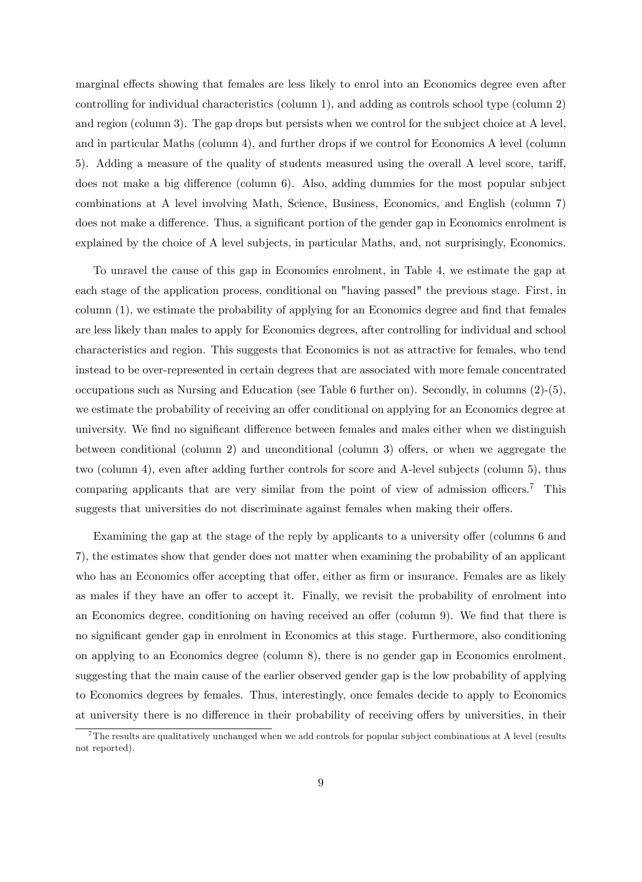marginal effects showing that females are less likely to enrol into an Economics degree even after controlling for individual characteristics (column 1), and adding as controls school type (column 2) and region (column 3). The gap drops but persists when we control for the subject choice at A level, and in particular Maths (column 4), and further drops if we control for Economics A level (column 5). Adding a measure of the quality of students measured using the overall A level score, tariff, does not make a big difference (column 6). Also, adding dummies for the most popular subject combinations at A level involving Math, Science, Business, Economics, and English (column 7) does not make a difference. Thus, a significant portion of the gender gap in Economics enrolment is explained by the choice of A level subjects, in particular Maths, and, not surprisingly, Economics.

To unravel the cause of this gap in Economics enrolment, in Table 4, we estimate the gap at each stage of the application process, conditional on "having passed" the previous stage. First, in column (1), we estimate the probability of applying for an Economics degree and find that females are less likely than males to apply for Economics degrees, after controlling for individual and school characteristics and region. This suggests that Economics is not as attractive for females, who tend instead to be over-represented in certain degrees that are associated with more female concentrated occupations such as Nursing and Education (see Table 6 further on). Secondly, in columns (2)-(5), we estimate the probability of receiving an offer conditional on applying for an Economics degree at university. We find no significant difference between females and males either when we distinguish between conditional (column 2) and unconditional (column 3) offers, or when we aggregate the two (column 4), even after adding further controls for score and A-level subjects (column 5), thus comparing applicants that are very similar from the point of view of admission officers.[7] This suggests that universities do not discriminate against females when making their offers.

Examining the gap at the stage of the reply by applicants to a university offer (columns 6 and 7), the estimates show that gender does not matter when examining the probability of an applicant who has an Economics offer accepting that offer, either as firm or insurance. Females are as likely as males if they have an offer to accept it. Finally, we revisit the probability of enrolment into an Economics degree, conditioning on having received an offer (column 9). We find that there is no significant gender gap in enrolment in Economics at this stage. Furthermore, also conditioning on applying to an Economics degree (column 8), there is no gender gap in Economics enrolment, suggesting that the main cause of the earlier observed gender gap is the low probability of applying to Economics degrees by females. Thus, interestingly, once females decide to apply to Economics at university there is no difference in their probability of receiving offers by universities, in their

[7] The results are qualitatively unchanged when we add controls for popular subject combinations at A level (results not reported).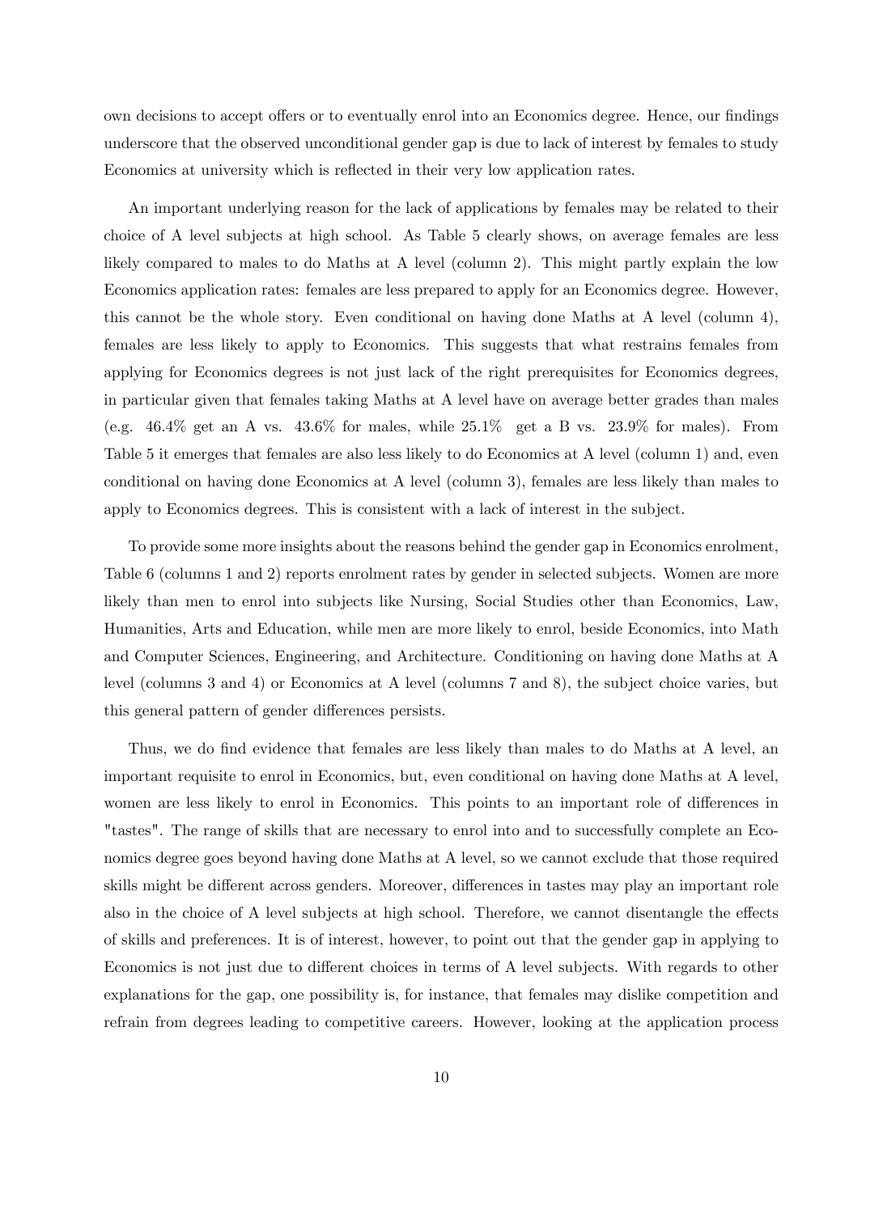own decisions to accept offers or to eventually enrol into an Economics degree. Hence, our findings underscore that the observed unconditional gender gap is due to lack of interest by females to study Economics at university which is reflected in their very low application rates.

An important underlying reason for the lack of applications by females may be related to their choice of A level subjects at high school. As Table 5 clearly shows, on average females are less likely compared to males to do Maths at A level (column 2). This might partly explain the low Economics application rates: females are less prepared to apply for an Economics degree. However, this cannot be the whole story. Even conditional on having done Maths at A level (column 4), females are less likely to apply to Economics. This suggests that what restrains females from applying for Economics degrees is not just lack of the right prerequisites for Economics degrees, in particular given that females taking Maths at A level have on average better grades than males (e.g. 46.4% get an A vs. 43.6% for males, while 25.1% get a B vs. 23.9% for males). From Table 5 it emerges that females are also less likely to do Economics at A level (column 1) and, even conditional on having done Economics at A level (column 3), females are less likely than males to apply to Economics degrees. This is consistent with a lack of interest in the subject.

To provide some more insights about the reasons behind the gender gap in Economics enrolment, Table 6 (columns 1 and 2) reports enrolment rates by gender in selected subjects. Women are more likely than men to enrol into subjects like Nursing, Social Studies other than Economics, Law, Humanities, Arts and Education, while men are more likely to enrol, beside Economics, into Math and Computer Sciences, Engineering, and Architecture. Conditioning on having done Maths at A level (columns 3 and 4) or Economics at A level (columns 7 and 8), the subject choice varies, but this general pattern of gender differences persists.

Thus, we do find evidence that females are less likely than males to do Maths at A level, an important requisite to enrol in Economics, but, even conditional on having done Maths at A level, women are less likely to enrol in Economics. This points to an important role of differences in "tastes". The range of skills that are necessary to enrol into and to successfully complete an Economics degree goes beyond having done Maths at A level, so we cannot exclude that those required skills might be different across genders. Moreover, differences in tastes may play an important role also in the choice of A level subjects at high school. Therefore, we cannot disentangle the effects of skills and preferences. It is of interest, however, to point out that the gender gap in applying to Economics is not just due to different choices in terms of A level subjects. With regards to other explanations for the gap, one possibility is, for instance, that females may dislike competition and refrain from degrees leading to competitive careers. However, looking at the application process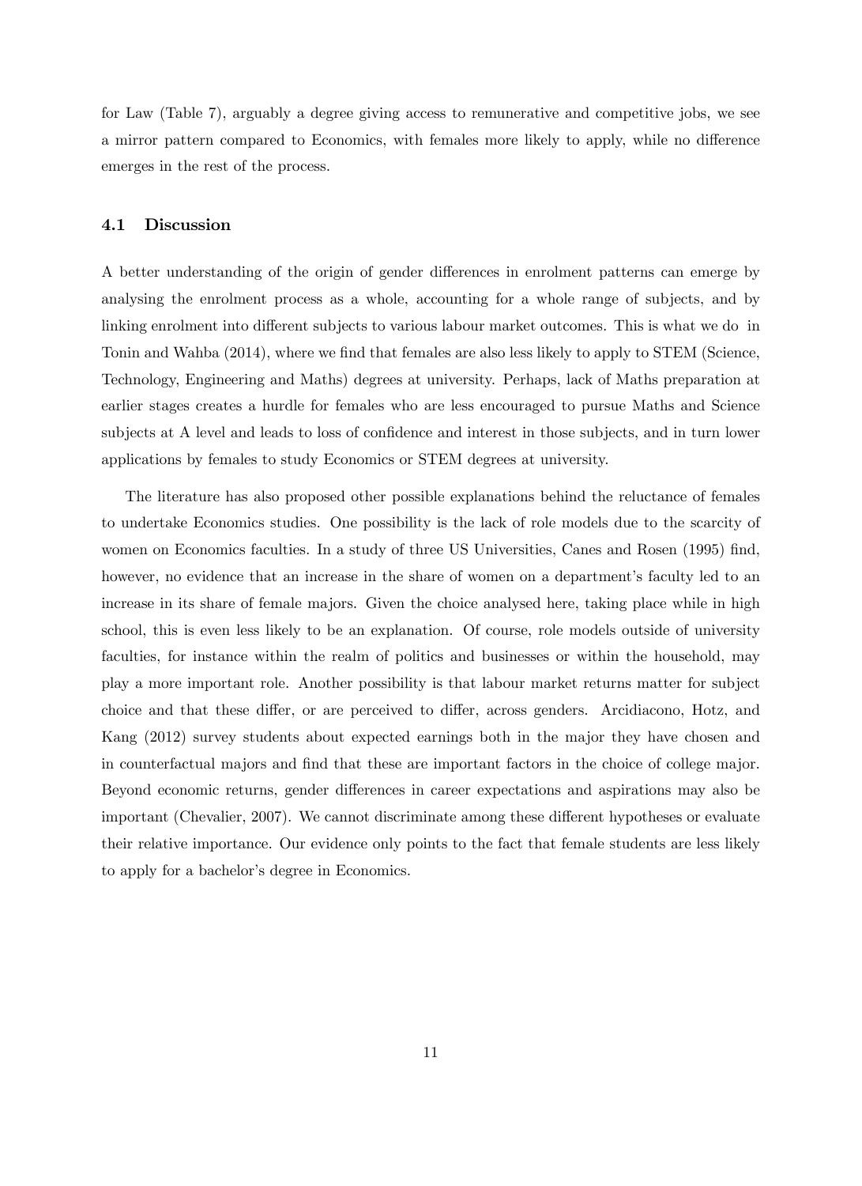for Law (Table 7), arguably a degree giving access to remunerative and competitive jobs, we see a mirror pattern compared to Economics, with females more likely to apply, while no difference emerges in the rest of the process.

### 4.1 Discussion

A better understanding of the origin of gender differences in enrolment patterns can emerge by analysing the enrolment process as a whole, accounting for a whole range of subjects, and by linking enrolment into different subjects to various labour market outcomes. This is what we do in Tonin and Wahba (2014), where we find that females are also less likely to apply to STEM (Science, Technology, Engineering and Maths) degrees at university. Perhaps, lack of Maths preparation at earlier stages creates a hurdle for females who are less encouraged to pursue Maths and Science subjects at A level and leads to loss of confidence and interest in those subjects, and in turn lower applications by females to study Economics or STEM degrees at university.

The literature has also proposed other possible explanations behind the reluctance of females to undertake Economics studies. One possibility is the lack of role models due to the scarcity of women on Economics faculties. In a study of three US Universities, Canes and Rosen (1995) find, however, no evidence that an increase in the share of women on a department's faculty led to an increase in its share of female majors. Given the choice analysed here, taking place while in high school, this is even less likely to be an explanation. Of course, role models outside of university faculties, for instance within the realm of politics and businesses or within the household, may play a more important role. Another possibility is that labour market returns matter for subject choice and that these differ, or are perceived to differ, across genders. Arcidiacono, Hotz, and Kang (2012) survey students about expected earnings both in the major they have chosen and in counterfactual majors and find that these are important factors in the choice of college major. Beyond economic returns, gender differences in career expectations and aspirations may also be important (Chevalier, 2007). We cannot discriminate among these different hypotheses or evaluate their relative importance. Our evidence only points to the fact that female students are less likely to apply for a bachelor's degree in Economics.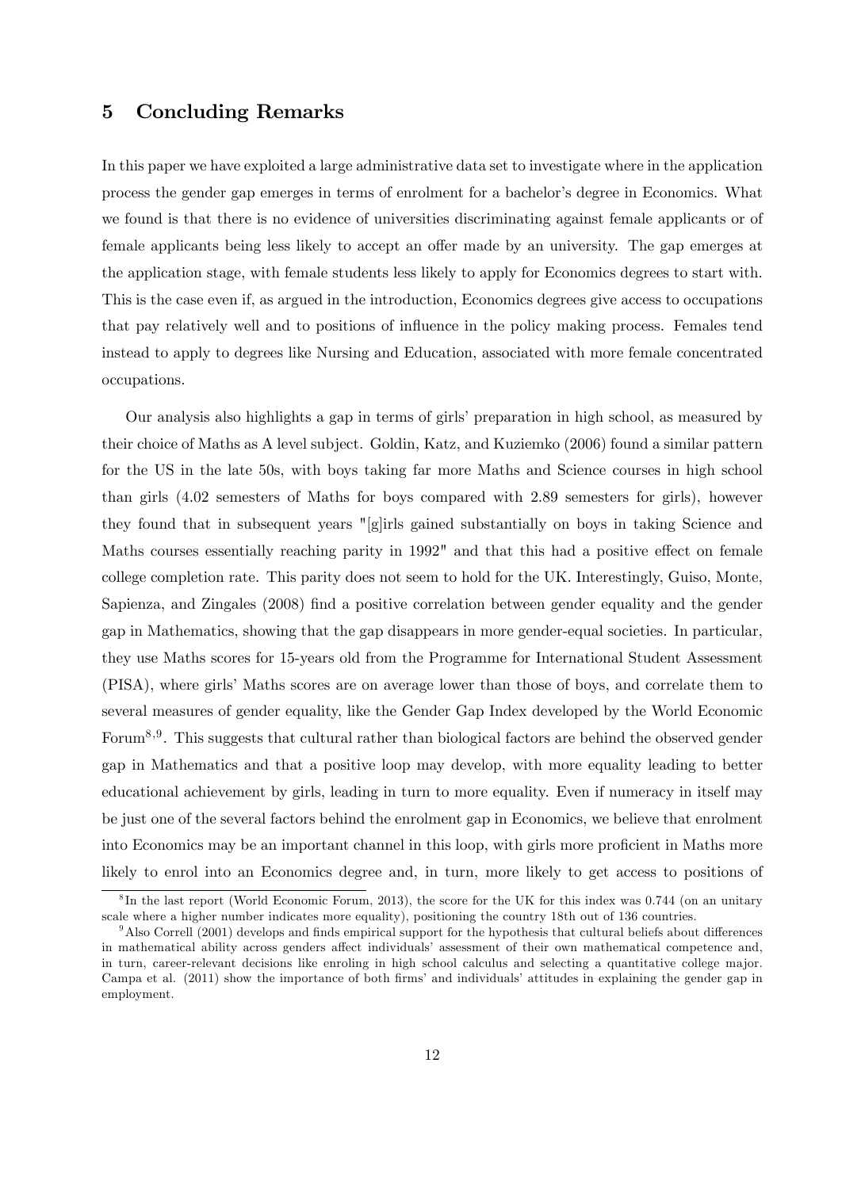## 5 Concluding Remarks

In this paper we have exploited a large administrative data set to investigate where in the application process the gender gap emerges in terms of enrolment for a bachelor's degree in Economics. What we found is that there is no evidence of universities discriminating against female applicants or of female applicants being less likely to accept an offer made by an university. The gap emerges at the application stage, with female students less likely to apply for Economics degrees to start with. This is the case even if, as argued in the introduction, Economics degrees give access to occupations that pay relatively well and to positions of influence in the policy making process. Females tend instead to apply to degrees like Nursing and Education, associated with more female concentrated occupations.

Our analysis also highlights a gap in terms of girls' preparation in high school, as measured by their choice of Maths as A level subject. Goldin, Katz, and Kuziemko (2006) found a similar pattern for the US in the late 50s, with boys taking far more Maths and Science courses in high school than girls (4.02 semesters of Maths for boys compared with 2.89 semesters for girls), however they found that in subsequent years "[g]irls gained substantially on boys in taking Science and Maths courses essentially reaching parity in 1992" and that this had a positive effect on female college completion rate. This parity does not seem to hold for the UK. Interestingly, Guiso, Monte, Sapienza, and Zingales (2008) find a positive correlation between gender equality and the gender gap in Mathematics, showing that the gap disappears in more gender-equal societies. In particular, they use Maths scores for 15-years old from the Programme for International Student Assessment (PISA), where girls' Maths scores are on average lower than those of boys, and correlate them to several measures of gender equality, like the Gender Gap Index developed by the World Economic Forum[8,9]. This suggests that cultural rather than biological factors are behind the observed gender gap in Mathematics and that a positive loop may develop, with more equality leading to better educational achievement by girls, leading in turn to more equality. Even if numeracy in itself may be just one of the several factors behind the enrolment gap in Economics, we believe that enrolment into Economics may be an important channel in this loop, with girls more proficient in Maths more likely to enrol into an Economics degree and, in turn, more likely to get access to positions of

[8] In the last report (World Economic Forum, 2013), the score for the UK for this index was 0.744 (on an unitary scale where a higher number indicates more equality), positioning the country 18th out of 136 countries.

[9] Also Correll (2001) develops and finds empirical support for the hypothesis that cultural beliefs about differences in mathematical ability across genders affect individuals' assessment of their own mathematical competence and, in turn, career-relevant decisions like enroling in high school calculus and selecting a quantitative college major. Campa et al. (2011) show the importance of both firms' and individuals' attitudes in explaining the gender gap in employment.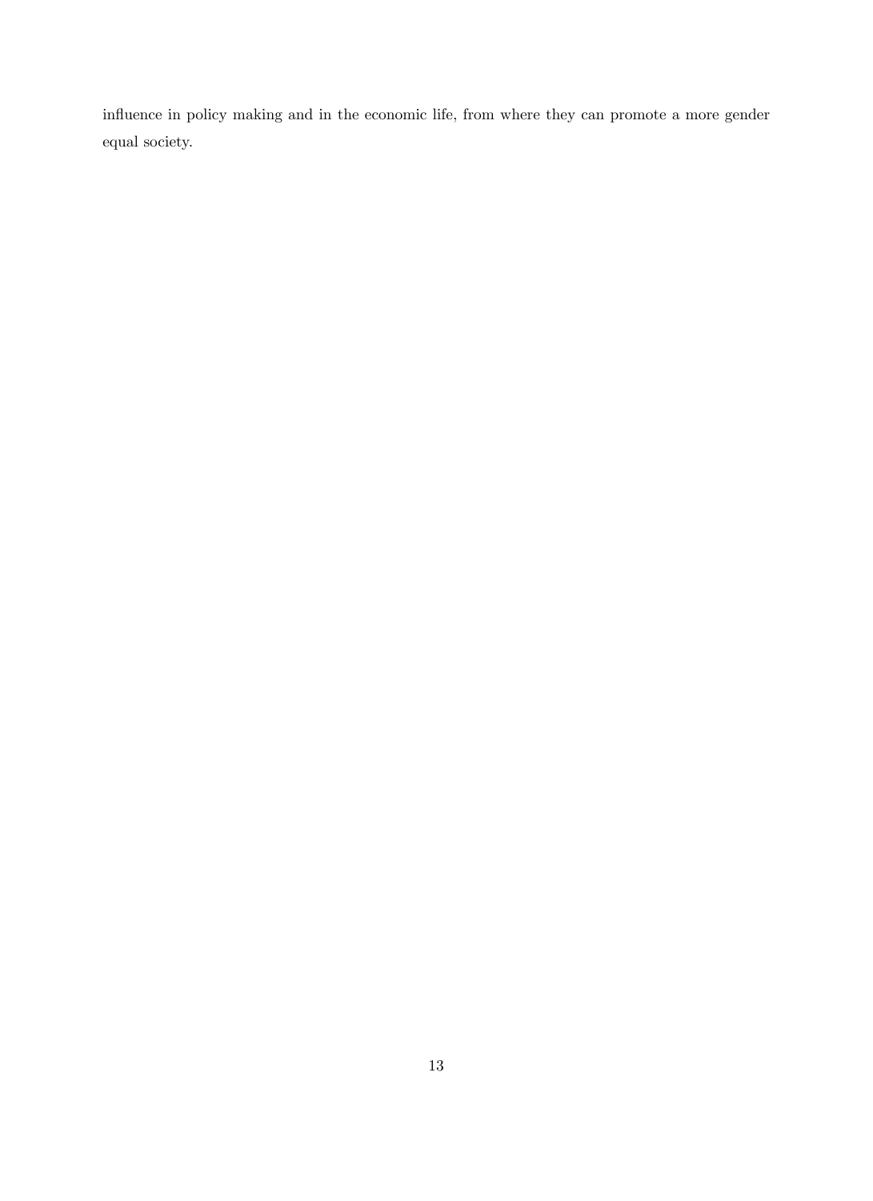influence in policy making and in the economic life, from where they can promote a more gender equal society.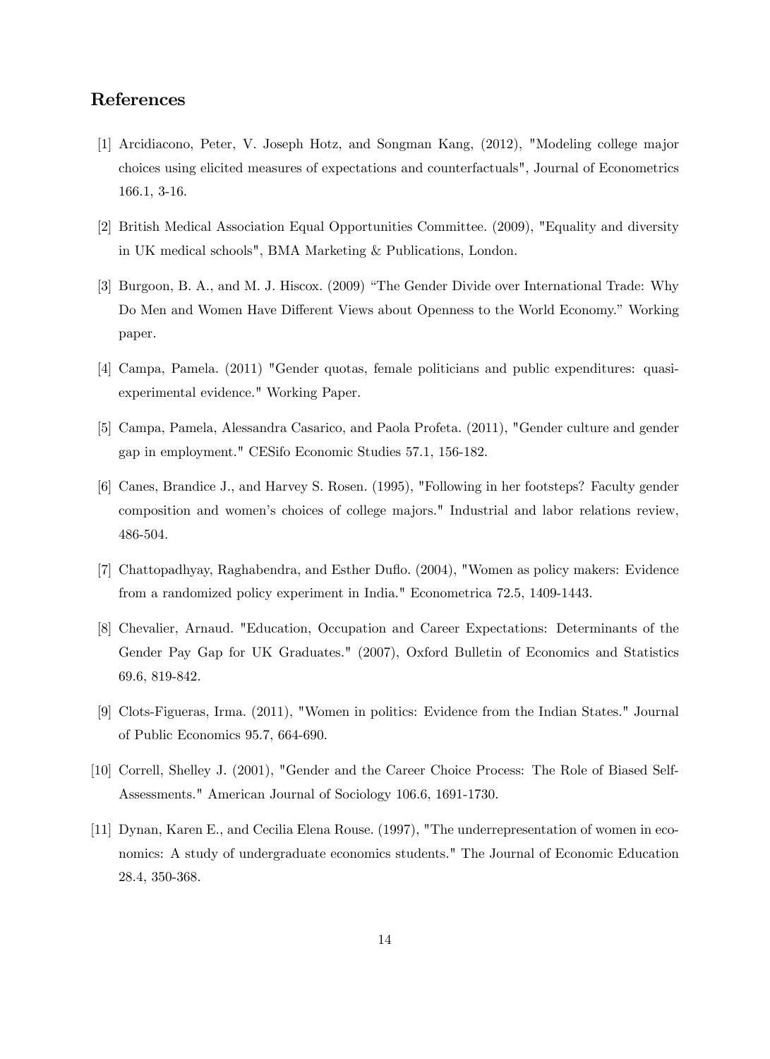## References

[1] Arcidiacono, Peter, V. Joseph Hotz, and Songman Kang, (2012), "Modeling college major choices using elicited measures of expectations and counterfactuals", Journal of Econometrics 166.1, 3-16.

[2] British Medical Association Equal Opportunities Committee. (2009), "Equality and diversity in UK medical schools", BMA Marketing & Publications, London.

[3] Burgoon, B. A., and M. J. Hiscox. (2009) "The Gender Divide over International Trade: Why Do Men and Women Have Different Views about Openness to the World Economy." Working paper.

[4] Campa, Pamela. (2011) "Gender quotas, female politicians and public expenditures: quasi-experimental evidence." Working Paper.

[5] Campa, Pamela, Alessandra Casarico, and Paola Profeta. (2011), "Gender culture and gender gap in employment." CESifo Economic Studies 57.1, 156-182.

[6] Canes, Brandice J., and Harvey S. Rosen. (1995), "Following in her footsteps? Faculty gender composition and women's choices of college majors." Industrial and labor relations review, 486-504.

[7] Chattopadhyay, Raghabendra, and Esther Duflo. (2004), "Women as policy makers: Evidence from a randomized policy experiment in India." Econometrica 72.5, 1409-1443.

[8] Chevalier, Arnaud. "Education, Occupation and Career Expectations: Determinants of the Gender Pay Gap for UK Graduates." (2007), Oxford Bulletin of Economics and Statistics 69.6, 819-842.

[9] Clots-Figueras, Irma. (2011), "Women in politics: Evidence from the Indian States." Journal of Public Economics 95.7, 664-690.

[10] Correll, Shelley J. (2001), "Gender and the Career Choice Process: The Role of Biased Self-Assessments." American Journal of Sociology 106.6, 1691-1730.

[11] Dynan, Karen E., and Cecilia Elena Rouse. (1997), "The underrepresentation of women in economics: A study of undergraduate economics students." The Journal of Economic Education 28.4, 350-368.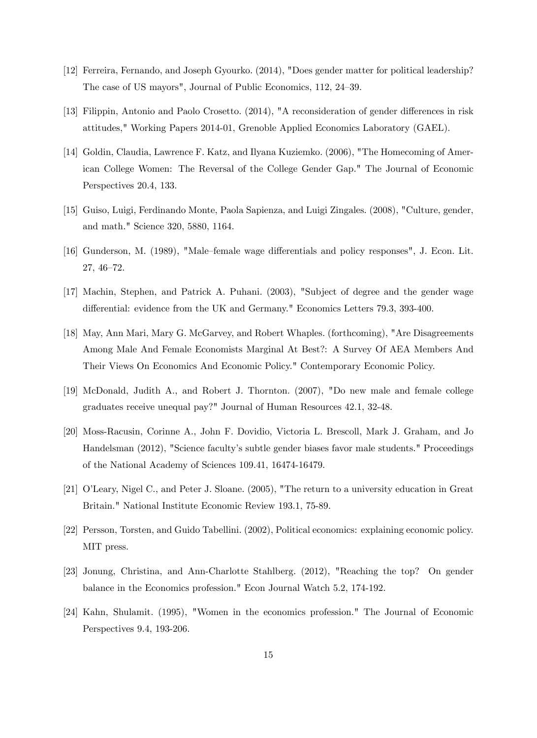[12] Ferreira, Fernando, and Joseph Gyourko. (2014), "Does gender matter for political leadership? The case of US mayors", Journal of Public Economics, 112, 24–39.

[13] Filippin, Antonio and Paolo Crosetto. (2014), "A reconsideration of gender differences in risk attitudes," Working Papers 2014-01, Grenoble Applied Economics Laboratory (GAEL).

[14] Goldin, Claudia, Lawrence F. Katz, and Ilyana Kuziemko. (2006), "The Homecoming of American College Women: The Reversal of the College Gender Gap." The Journal of Economic Perspectives 20.4, 133.

[15] Guiso, Luigi, Ferdinando Monte, Paola Sapienza, and Luigi Zingales. (2008), "Culture, gender, and math." Science 320, 5880, 1164.

[16] Gunderson, M. (1989), "Male–female wage differentials and policy responses", J. Econ. Lit. 27, 46–72.

[17] Machin, Stephen, and Patrick A. Puhani. (2003), "Subject of degree and the gender wage differential: evidence from the UK and Germany." Economics Letters 79.3, 393-400.

[18] May, Ann Mari, Mary G. McGarvey, and Robert Whaples. (forthcoming), "Are Disagreements Among Male And Female Economists Marginal At Best?: A Survey Of AEA Members And Their Views On Economics And Economic Policy." Contemporary Economic Policy.

[19] McDonald, Judith A., and Robert J. Thornton. (2007), "Do new male and female college graduates receive unequal pay?" Journal of Human Resources 42.1, 32-48.

[20] Moss-Racusin, Corinne A., John F. Dovidio, Victoria L. Brescoll, Mark J. Graham, and Jo Handelsman (2012), "Science faculty's subtle gender biases favor male students." Proceedings of the National Academy of Sciences 109.41, 16474-16479.

[21] O'Leary, Nigel C., and Peter J. Sloane. (2005), "The return to a university education in Great Britain." National Institute Economic Review 193.1, 75-89.

[22] Persson, Torsten, and Guido Tabellini. (2002), Political economics: explaining economic policy. MIT press.

[23] Jonung, Christina, and Ann-Charlotte Stahlberg. (2012), "Reaching the top? On gender balance in the Economics profession." Econ Journal Watch 5.2, 174-192.

[24] Kahn, Shulamit. (1995), "Women in the economics profession." The Journal of Economic Perspectives 9.4, 193-206.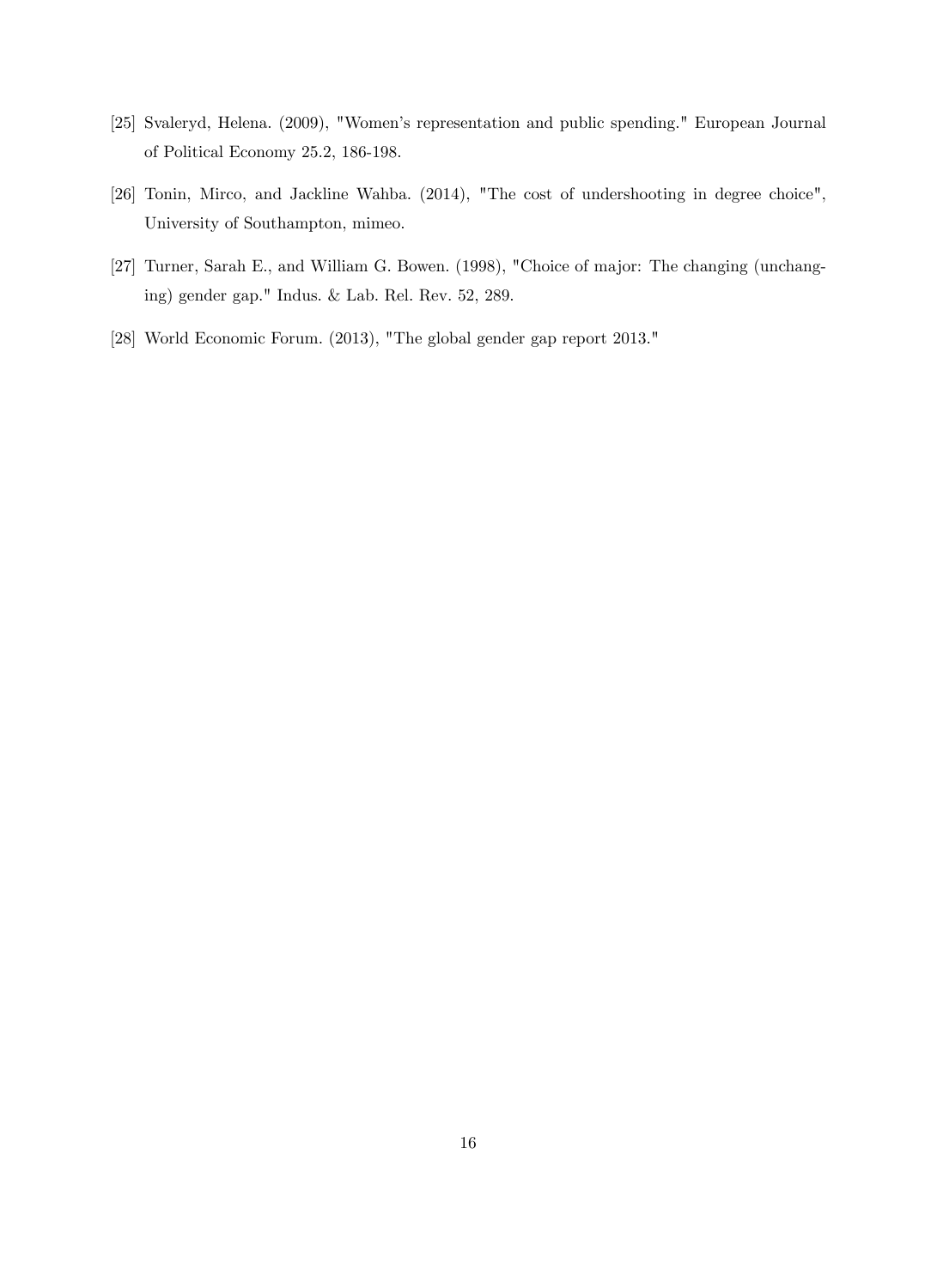[25] Svaleryd, Helena. (2009), "Women's representation and public spending." European Journal of Political Economy 25.2, 186-198.

[26] Tonin, Mirco, and Jackline Wahba. (2014), "The cost of undershooting in degree choice", University of Southampton, mimeo.

[27] Turner, Sarah E., and William G. Bowen. (1998), "Choice of major: The changing (unchanging) gender gap." Indus. & Lab. Rel. Rev. 52, 289.

[28] World Economic Forum. (2013), "The global gender gap report 2013."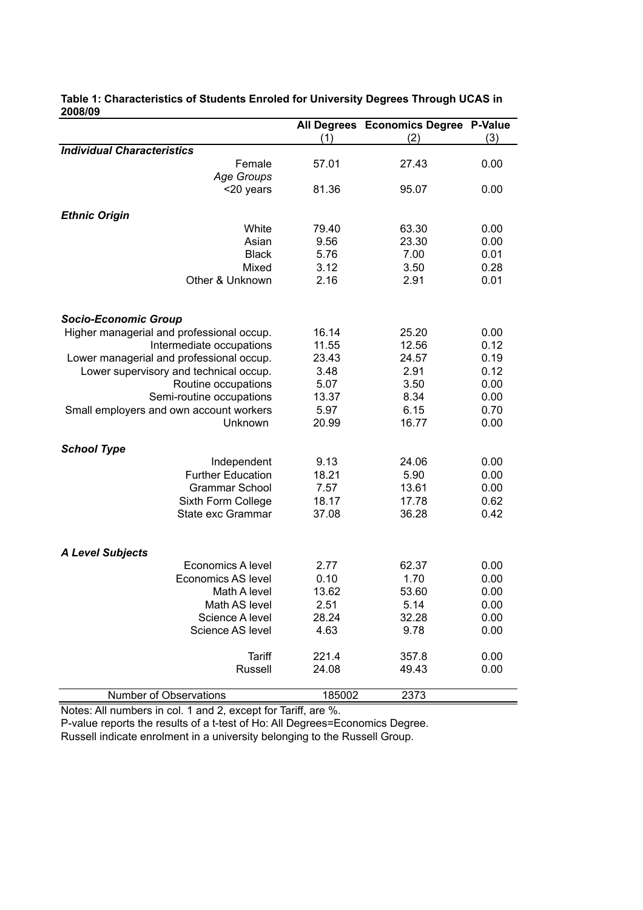**Table 1: Characteristics of Students Enroled for University Degrees Through UCAS in 2008/09**

| | All Degrees | Economics Degree | P-Value |
|---|---|---|---|
| | (1) | (2) | (3) |
| ***Individual Characteristics*** | | | |
| Female | 57.01 | 27.43 | 0.00 |
| *Age Groups* | | | |
| <20 years | 81.36 | 95.07 | 0.00 |
| ***Ethnic Origin*** | | | |
| White | 79.40 | 63.30 | 0.00 |
| Asian | 9.56 | 23.30 | 0.00 |
| Black | 5.76 | 7.00 | 0.01 |
| Mixed | 3.12 | 3.50 | 0.28 |
| Other & Unknown | 2.16 | 2.91 | 0.01 |
| ***Socio-Economic Group*** | | | |
| Higher managerial and professional occup. | 16.14 | 25.20 | 0.00 |
| Intermediate occupations | 11.55 | 12.56 | 0.12 |
| Lower managerial and professional occup. | 23.43 | 24.57 | 0.19 |
| Lower supervisory and technical occup. | 3.48 | 2.91 | 0.12 |
| Routine occupations | 5.07 | 3.50 | 0.00 |
| Semi-routine occupations | 13.37 | 8.34 | 0.00 |
| Small employers and own account workers | 5.97 | 6.15 | 0.70 |
| Unknown | 20.99 | 16.77 | 0.00 |
| ***School Type*** | | | |
| Independent | 9.13 | 24.06 | 0.00 |
| Further Education | 18.21 | 5.90 | 0.00 |
| Grammar School | 7.57 | 13.61 | 0.00 |
| Sixth Form College | 18.17 | 17.78 | 0.62 |
| State exc Grammar | 37.08 | 36.28 | 0.42 |
| ***A Level Subjects*** | | | |
| Economics A level | 2.77 | 62.37 | 0.00 |
| Economics AS level | 0.10 | 1.70 | 0.00 |
| Math A level | 13.62 | 53.60 | 0.00 |
| Math AS level | 2.51 | 5.14 | 0.00 |
| Science A level | 28.24 | 32.28 | 0.00 |
| Science AS level | 4.63 | 9.78 | 0.00 |
| Tariff | 221.4 | 357.8 | 0.00 |
| Russell | 24.08 | 49.43 | 0.00 |
| Number of Observations | 185002 | 2373 | |

Notes: All numbers in col. 1 and 2, except for Tariff, are %.
P-value reports the results of a t-test of Ho: All Degrees=Economics Degree.
Russell indicate enrolment in a university belonging to the Russell Group.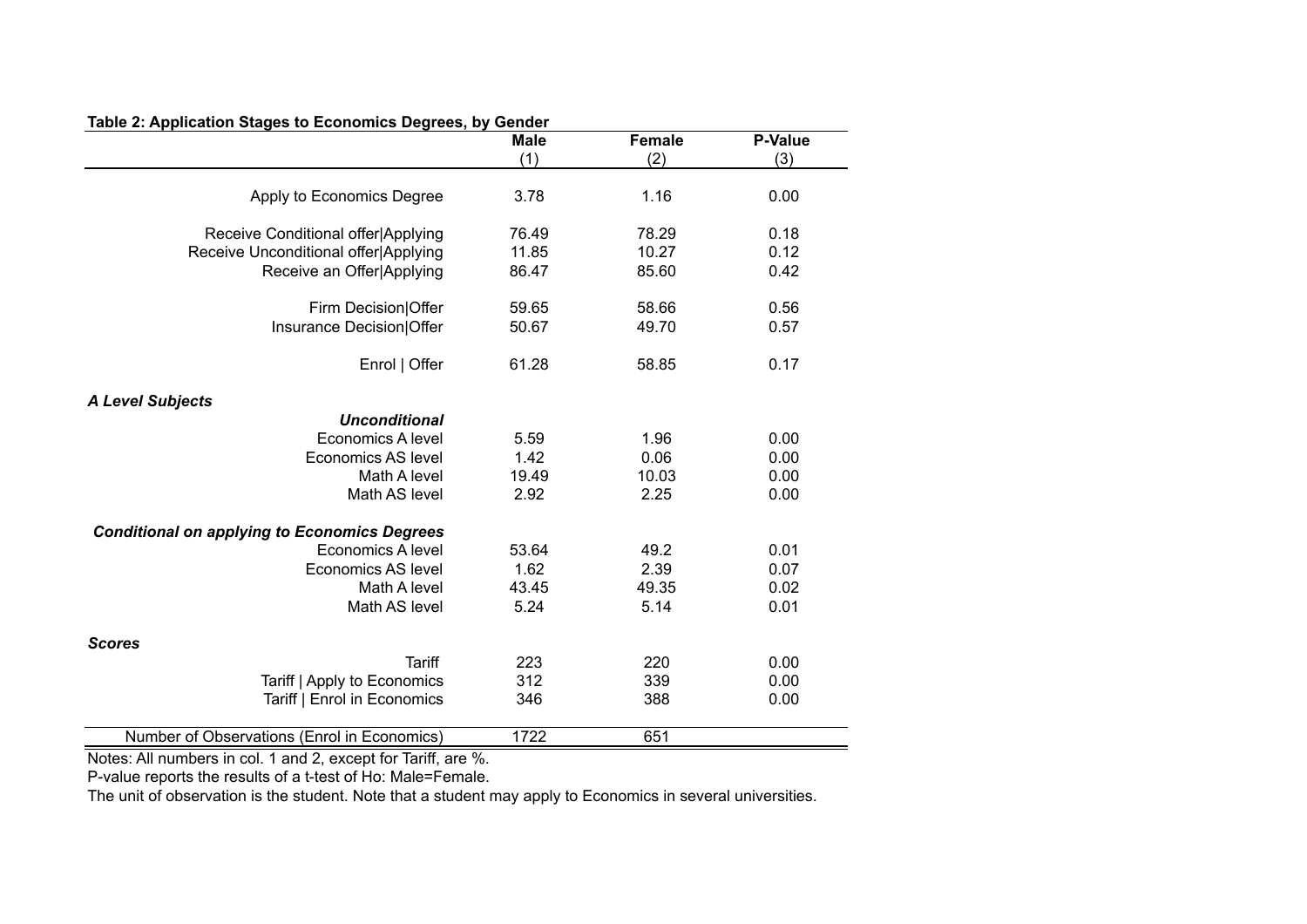**Table 2: Application Stages to Economics Degrees, by Gender**

| | Male (1) | Female (2) | P-Value (3) |
|---|---|---|---|
| Apply to Economics Degree | 3.78 | 1.16 | 0.00 |
| Receive Conditional offer\|Applying | 76.49 | 78.29 | 0.18 |
| Receive Unconditional offer\|Applying | 11.85 | 10.27 | 0.12 |
| Receive an Offer\|Applying | 86.47 | 85.60 | 0.42 |
| Firm Decision\|Offer | 59.65 | 58.66 | 0.56 |
| Insurance Decision\|Offer | 50.67 | 49.70 | 0.57 |
| Enrol \| Offer | 61.28 | 58.85 | 0.17 |
| ***A Level Subjects*** | | | |
| ***Unconditional*** | | | |
| Economics A level | 5.59 | 1.96 | 0.00 |
| Economics AS level | 1.42 | 0.06 | 0.00 |
| Math A level | 19.49 | 10.03 | 0.00 |
| Math AS level | 2.92 | 2.25 | 0.00 |
| ***Conditional on applying to Economics Degrees*** | | | |
| Economics A level | 53.64 | 49.2 | 0.01 |
| Economics AS level | 1.62 | 2.39 | 0.07 |
| Math A level | 43.45 | 49.35 | 0.02 |
| Math AS level | 5.24 | 5.14 | 0.01 |
| ***Scores*** | | | |
| Tariff | 223 | 220 | 0.00 |
| Tariff \| Apply to Economics | 312 | 339 | 0.00 |
| Tariff \| Enrol in Economics | 346 | 388 | 0.00 |
| Number of Observations (Enrol in Economics) | 1722 | 651 | |

Notes: All numbers in col. 1 and 2, except for Tariff, are %.
P-value reports the results of a t-test of Ho: Male=Female.
The unit of observation is the student. Note that a student may apply to Economics in several universities.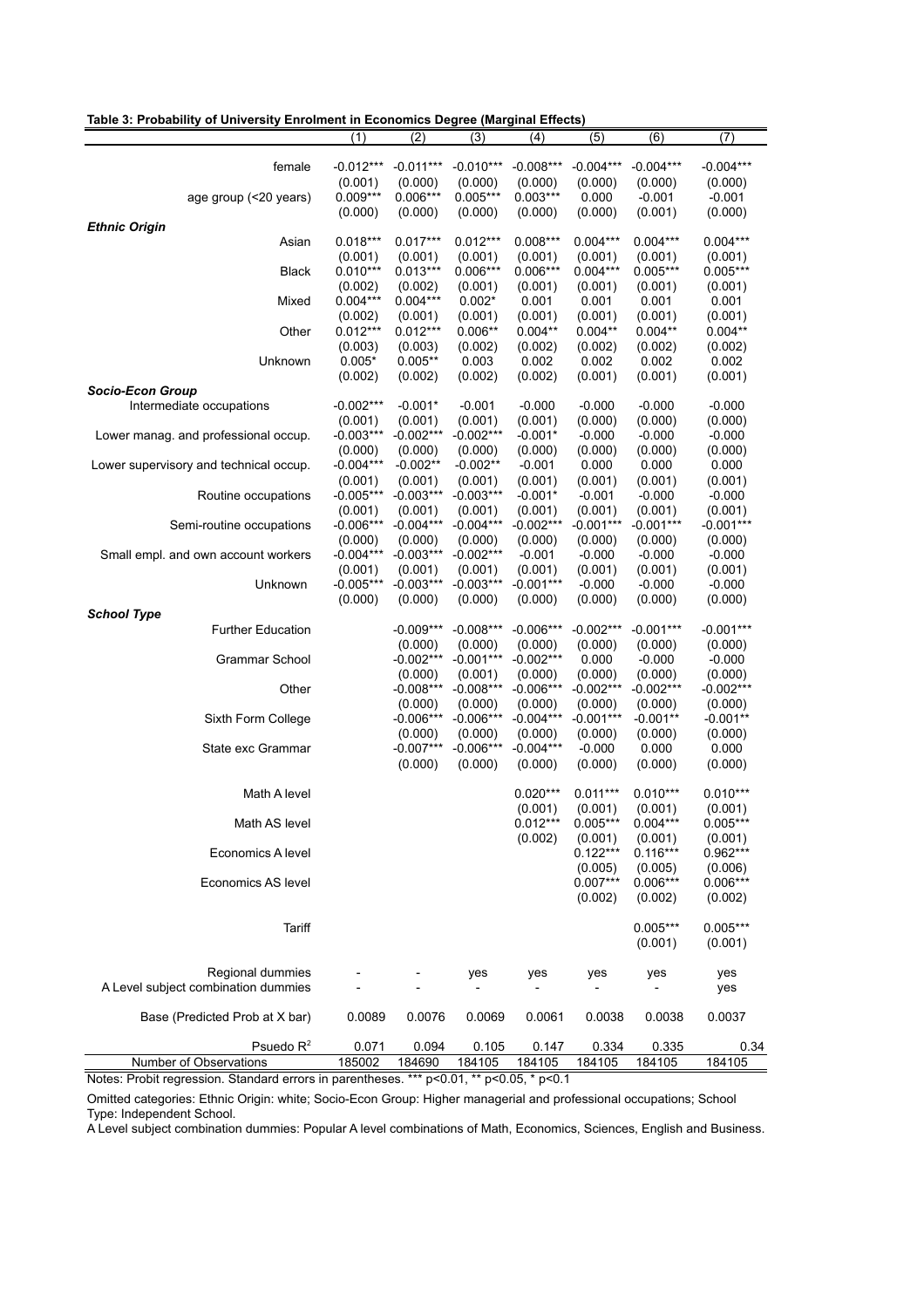**Table 3: Probability of University Enrolment in Economics Degree (Marginal Effects)**

| | (1) | (2) | (3) | (4) | (5) | (6) | (7) |
|---|---|---|---|---|---|---|---|
| female | -0.012*** | -0.011*** | -0.010*** | -0.008*** | -0.004*** | -0.004*** | -0.004*** |
| | (0.001) | (0.000) | (0.000) | (0.000) | (0.000) | (0.000) | (0.000) |
| age group (<20 years) | 0.009*** | 0.006*** | 0.005*** | 0.003*** | 0.000 | -0.001 | -0.001 |
| | (0.000) | (0.000) | (0.000) | (0.000) | (0.000) | (0.001) | (0.000) |
| ***Ethnic Origin*** | | | | | | | |
| Asian | 0.018*** | 0.017*** | 0.012*** | 0.008*** | 0.004*** | 0.004*** | 0.004*** |
| | (0.001) | (0.001) | (0.001) | (0.001) | (0.001) | (0.001) | (0.001) |
| Black | 0.010*** | 0.013*** | 0.006*** | 0.006*** | 0.004*** | 0.005*** | 0.005*** |
| | (0.002) | (0.002) | (0.001) | (0.001) | (0.001) | (0.001) | (0.001) |
| Mixed | 0.004*** | 0.004*** | 0.002* | 0.001 | 0.001 | 0.001 | 0.001 |
| | (0.002) | (0.001) | (0.001) | (0.001) | (0.001) | (0.001) | (0.001) |
| Other | 0.012*** | 0.012*** | 0.006** | 0.004** | 0.004** | 0.004** | 0.004** |
| | (0.003) | (0.003) | (0.002) | (0.002) | (0.002) | (0.002) | (0.002) |
| Unknown | 0.005* | 0.005** | 0.003 | 0.002 | 0.002 | 0.002 | 0.002 |
| | (0.002) | (0.002) | (0.002) | (0.002) | (0.001) | (0.001) | (0.001) |
| ***Socio-Econ Group*** | | | | | | | |
| Intermediate occupations | -0.002*** | -0.001* | -0.001 | -0.000 | -0.000 | -0.000 | -0.000 |
| | (0.001) | (0.001) | (0.001) | (0.001) | (0.000) | (0.000) | (0.000) |
| Lower manag. and professional occup. | -0.003*** | -0.002*** | -0.002*** | -0.001* | -0.000 | -0.000 | -0.000 |
| | (0.000) | (0.000) | (0.000) | (0.000) | (0.000) | (0.000) | (0.000) |
| Lower supervisory and technical occup. | -0.004*** | -0.002** | -0.002** | -0.001 | 0.000 | 0.000 | 0.000 |
| | (0.001) | (0.001) | (0.001) | (0.001) | (0.001) | (0.001) | (0.001) |
| Routine occupations | -0.005*** | -0.003*** | -0.003*** | -0.001* | -0.001 | -0.000 | -0.000 |
| | (0.001) | (0.001) | (0.001) | (0.001) | (0.001) | (0.001) | (0.001) |
| Semi-routine occupations | -0.006*** | -0.004*** | -0.004*** | -0.002*** | -0.001*** | -0.001*** | -0.001*** |
| | (0.000) | (0.000) | (0.000) | (0.000) | (0.000) | (0.000) | (0.000) |
| Small empl. and own account workers | -0.004*** | -0.003*** | -0.002*** | -0.001 | -0.000 | -0.000 | -0.000 |
| | (0.001) | (0.001) | (0.001) | (0.001) | (0.001) | (0.001) | (0.001) |
| Unknown | -0.005*** | -0.003*** | -0.003*** | -0.001*** | -0.000 | -0.000 | -0.000 |
| | (0.000) | (0.000) | (0.000) | (0.000) | (0.000) | (0.000) | (0.000) |
| ***School Type*** | | | | | | | |
| Further Education | | -0.009*** | -0.008*** | -0.006*** | -0.002*** | -0.001*** | -0.001*** |
| | | (0.000) | (0.000) | (0.000) | (0.000) | (0.000) | (0.000) |
| Grammar School | | -0.002*** | -0.001*** | -0.002*** | 0.000 | -0.000 | -0.000 |
| | | (0.000) | (0.001) | (0.000) | (0.000) | (0.000) | (0.000) |
| Other | | -0.008*** | -0.008*** | -0.006*** | -0.002*** | -0.002*** | -0.002*** |
| | | (0.000) | (0.000) | (0.000) | (0.000) | (0.000) | (0.000) |
| Sixth Form College | | -0.006*** | -0.006*** | -0.004*** | -0.001*** | -0.001** | -0.001** |
| | | (0.000) | (0.000) | (0.000) | (0.000) | (0.000) | (0.000) |
| State exc Grammar | | -0.007*** | -0.006*** | -0.004*** | -0.000 | 0.000 | 0.000 |
| | | (0.000) | (0.000) | (0.000) | (0.000) | (0.000) | (0.000) |
| Math A level | | | | 0.020*** | 0.011*** | 0.010*** | 0.010*** |
| | | | | (0.001) | (0.001) | (0.001) | (0.001) |
| Math AS level | | | | 0.012*** | 0.005*** | 0.004*** | 0.005*** |
| | | | | (0.002) | (0.001) | (0.001) | (0.001) |
| Economics A level | | | | | 0.122*** | 0.116*** | 0.962*** |
| | | | | | (0.005) | (0.005) | (0.006) |
| Economics AS level | | | | | 0.007*** | 0.006*** | 0.006*** |
| | | | | | (0.002) | (0.002) | (0.002) |
| Tariff | | | | | | 0.005*** | 0.005*** |
| | | | | | | (0.001) | (0.001) |
| Regional dummies | - | - | yes | yes | yes | yes | yes |
| A Level subject combination dummies | - | - | - | - | - | - | yes |
| Base (Predicted Prob at X bar) | 0.0089 | 0.0076 | 0.0069 | 0.0061 | 0.0038 | 0.0038 | 0.0037 |
| Psuedo $R^2$ | 0.071 | 0.094 | 0.105 | 0.147 | 0.334 | 0.335 | 0.34 |
| Number of Observations | 185002 | 184690 | 184105 | 184105 | 184105 | 184105 | 184105 |

Notes: Probit regression. Standard errors in parentheses. *** p<0.01, ** p<0.05, * p<0.1

Omitted categories: Ethnic Origin: white; Socio-Econ Group: Higher managerial and professional occupations; School Type: Independent School.

A Level subject combination dummies: Popular A level combinations of Math, Economics, Sciences, English and Business.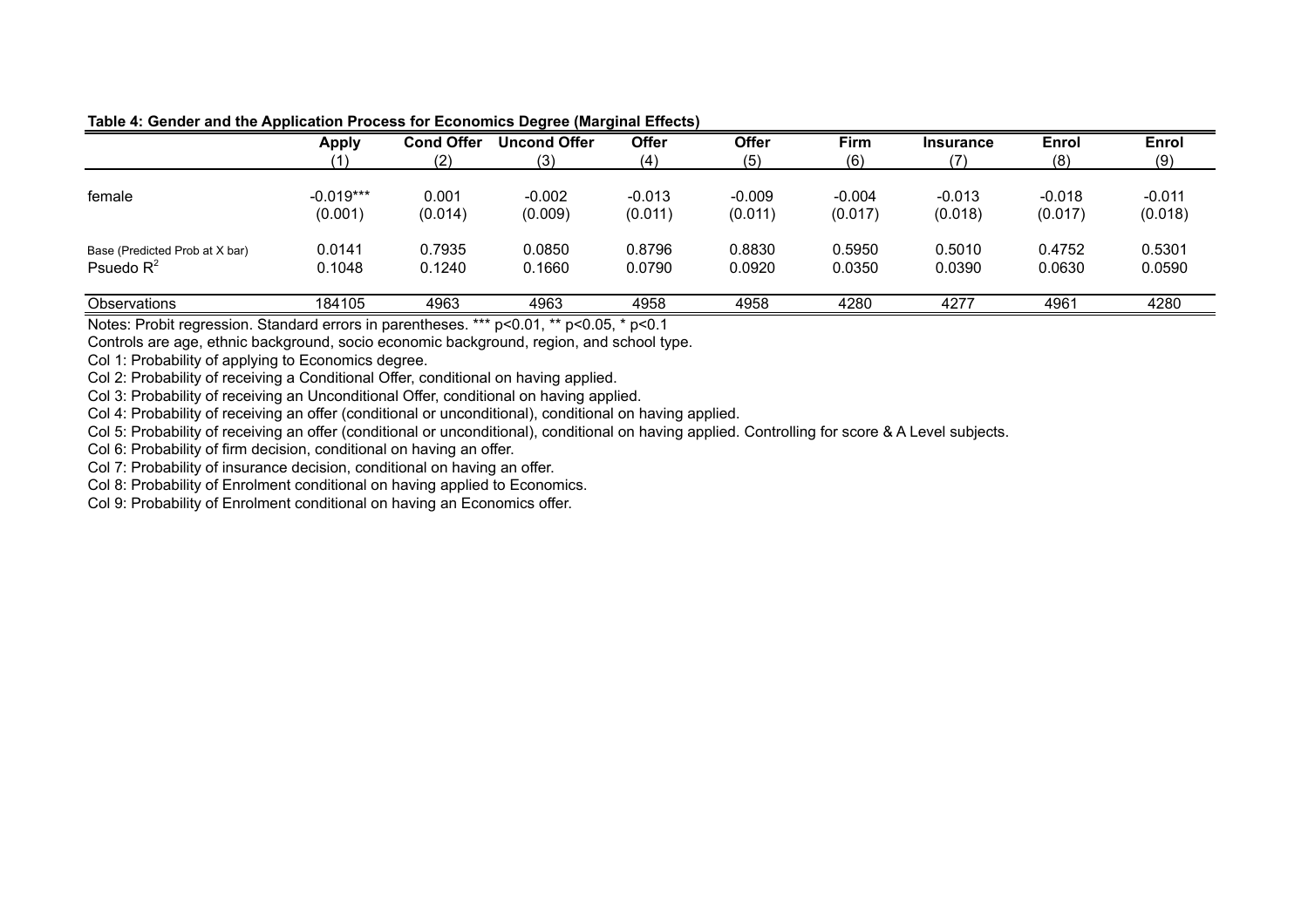**Table 4: Gender and the Application Process for Economics Degree (Marginal Effects)**

| | Apply | Cond Offer | Uncond Offer | Offer | Offer | Firm | Insurance | Enrol | Enrol |
|---|---|---|---|---|---|---|---|---|---|
| | (1) | (2) | (3) | (4) | (5) | (6) | (7) | (8) | (9) |
| female | -0.019*** | 0.001 | -0.002 | -0.013 | -0.009 | -0.004 | -0.013 | -0.018 | -0.011 |
| | (0.001) | (0.014) | (0.009) | (0.011) | (0.011) | (0.017) | (0.018) | (0.017) | (0.018) |
| Base (Predicted Prob at X bar) | 0.0141 | 0.7935 | 0.0850 | 0.8796 | 0.8830 | 0.5950 | 0.5010 | 0.4752 | 0.5301 |
| Psuedo $R^2$ | 0.1048 | 0.1240 | 0.1660 | 0.0790 | 0.0920 | 0.0350 | 0.0390 | 0.0630 | 0.0590 |
| Observations | 184105 | 4963 | 4963 | 4958 | 4958 | 4280 | 4277 | 4961 | 4280 |

Notes: Probit regression. Standard errors in parentheses. *** $p<0.01$, ** $p<0.05$, * $p<0.1$

Controls are age, ethnic background, socio economic background, region, and school type.

Col 1: Probability of applying to Economics degree.

Col 2: Probability of receiving a Conditional Offer, conditional on having applied.

Col 3: Probability of receiving an Unconditional Offer, conditional on having applied.

Col 4: Probability of receiving an offer (conditional or unconditional), conditional on having applied.

Col 5: Probability of receiving an offer (conditional or unconditional), conditional on having applied. Controlling for score & A Level subjects.

Col 6: Probability of firm decision, conditional on having an offer.

Col 7: Probability of insurance decision, conditional on having an offer.

Col 8: Probability of Enrolment conditional on having applied to Economics.

Col 9: Probability of Enrolment conditional on having an Economics offer.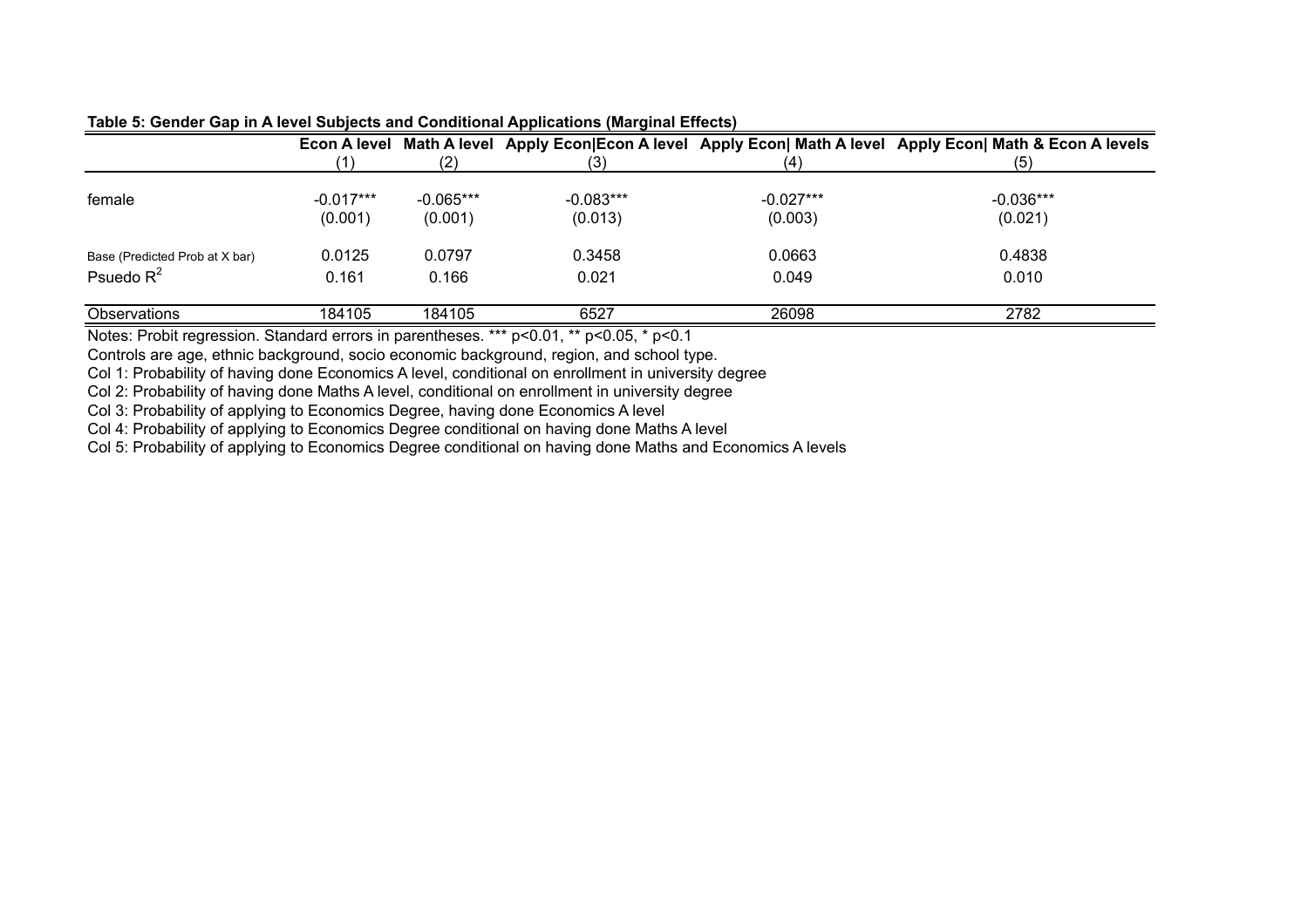**Table 5: Gender Gap in A level Subjects and Conditional Applications (Marginal Effects)**

| | Econ A level | Math A level | Apply Econ\|Econ A level | Apply Econ\| Math A level | Apply Econ\| Math & Econ A levels |
|---|---|---|---|---|---|
| | (1) | (2) | (3) | (4) | (5) |
| female | -0.017*** | -0.065*** | -0.083*** | -0.027*** | -0.036*** |
| | (0.001) | (0.001) | (0.013) | (0.003) | (0.021) |
| Base (Predicted Prob at X bar) | 0.0125 | 0.0797 | 0.3458 | 0.0663 | 0.4838 |
| Psuedo $R^2$ | 0.161 | 0.166 | 0.021 | 0.049 | 0.010 |
| Observations | 184105 | 184105 | 6527 | 26098 | 2782 |

Notes: Probit regression. Standard errors in parentheses. *** p<0.01, ** p<0.05, * p<0.1

Controls are age, ethnic background, socio economic background, region, and school type.

Col 1: Probability of having done Economics A level, conditional on enrollment in university degree

Col 2: Probability of having done Maths A level, conditional on enrollment in university degree

Col 3: Probability of applying to Economics Degree, having done Economics A level

Col 4: Probability of applying to Economics Degree conditional on having done Maths A level

Col 5: Probability of applying to Economics Degree conditional on having done Maths and Economics A levels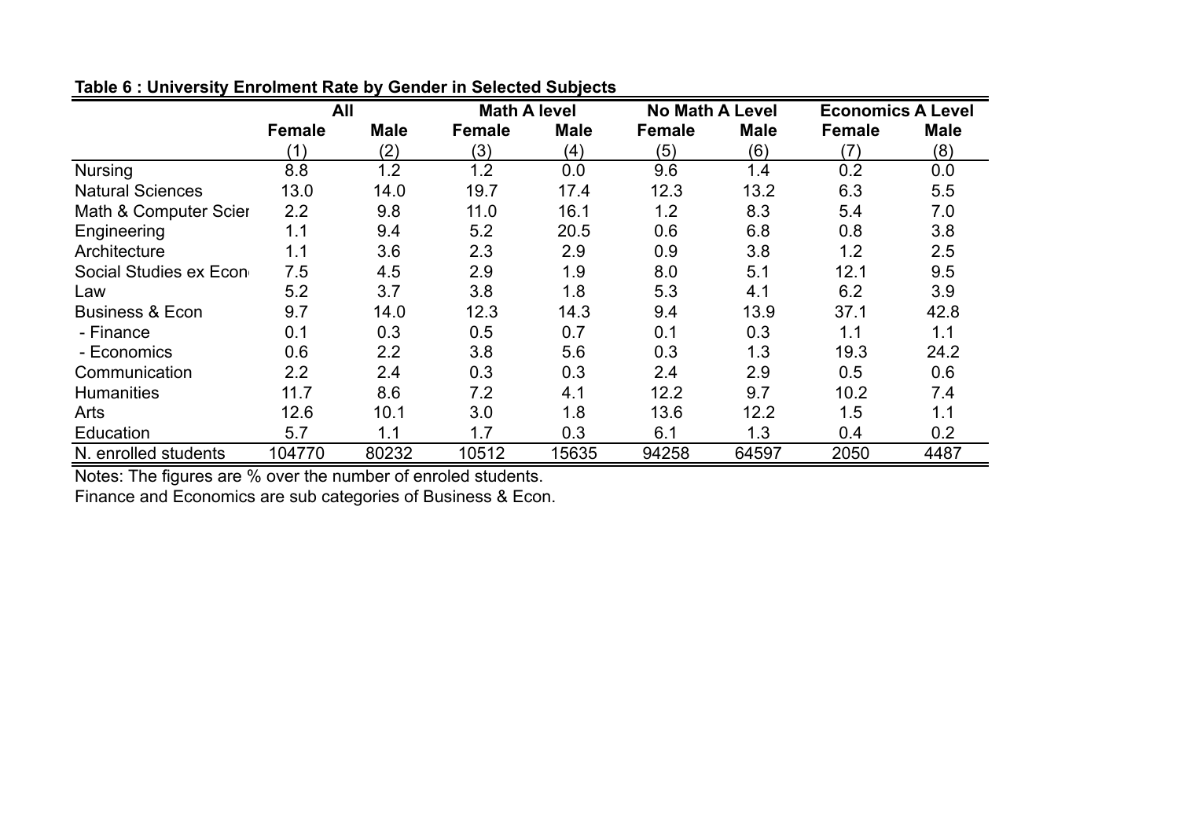**Table 6 : University Enrolment Rate by Gender in Selected Subjects**

| | All | | Math A level | | No Math A Level | | Economics A Level | |
|---|---|---|---|---|---|---|---|---|
| | **Female** | **Male** | **Female** | **Male** | **Female** | **Male** | **Female** | **Male** |
| | (1) | (2) | (3) | (4) | (5) | (6) | (7) | (8) |
| Nursing | 8.8 | 1.2 | 1.2 | 0.0 | 9.6 | 1.4 | 0.2 | 0.0 |
| Natural Sciences | 13.0 | 14.0 | 19.7 | 17.4 | 12.3 | 13.2 | 6.3 | 5.5 |
| Math & Computer Scier | 2.2 | 9.8 | 11.0 | 16.1 | 1.2 | 8.3 | 5.4 | 7.0 |
| Engineering | 1.1 | 9.4 | 5.2 | 20.5 | 0.6 | 6.8 | 0.8 | 3.8 |
| Architecture | 1.1 | 3.6 | 2.3 | 2.9 | 0.9 | 3.8 | 1.2 | 2.5 |
| Social Studies ex Econ | 7.5 | 4.5 | 2.9 | 1.9 | 8.0 | 5.1 | 12.1 | 9.5 |
| Law | 5.2 | 3.7 | 3.8 | 1.8 | 5.3 | 4.1 | 6.2 | 3.9 |
| Business & Econ | 9.7 | 14.0 | 12.3 | 14.3 | 9.4 | 13.9 | 37.1 | 42.8 |
| - Finance | 0.1 | 0.3 | 0.5 | 0.7 | 0.1 | 0.3 | 1.1 | 1.1 |
| - Economics | 0.6 | 2.2 | 3.8 | 5.6 | 0.3 | 1.3 | 19.3 | 24.2 |
| Communication | 2.2 | 2.4 | 0.3 | 0.3 | 2.4 | 2.9 | 0.5 | 0.6 |
| Humanities | 11.7 | 8.6 | 7.2 | 4.1 | 12.2 | 9.7 | 10.2 | 7.4 |
| Arts | 12.6 | 10.1 | 3.0 | 1.8 | 13.6 | 12.2 | 1.5 | 1.1 |
| Education | 5.7 | 1.1 | 1.7 | 0.3 | 6.1 | 1.3 | 0.4 | 0.2 |
| N. enrolled students | 104770 | 80232 | 10512 | 15635 | 94258 | 64597 | 2050 | 4487 |

Notes: The figures are % over the number of enroled students.
Finance and Economics are sub categories of Business & Econ.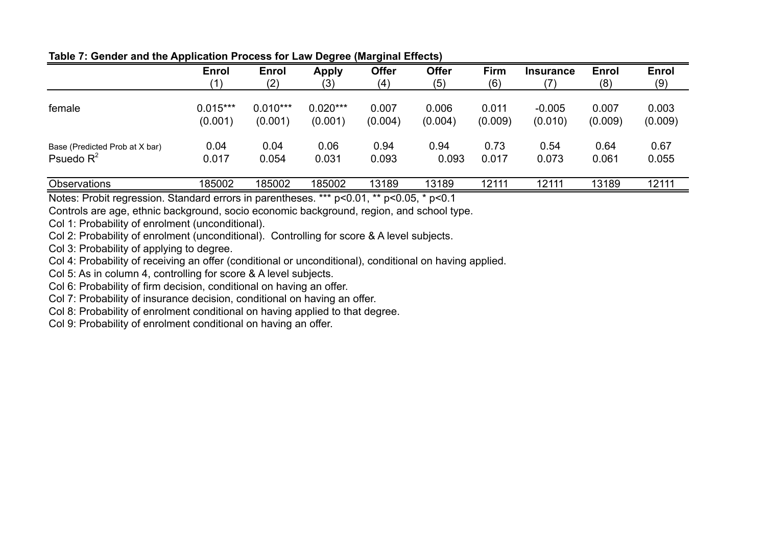**Table 7: Gender and the Application Process for Law Degree (Marginal Effects)**

| | Enrol (1) | Enrol (2) | Apply (3) | Offer (4) | Offer (5) | Firm (6) | Insurance (7) | Enrol (8) | Enrol (9) |
|---|---|---|---|---|---|---|---|---|---|
| female | 0.015*** | 0.010*** | 0.020*** | 0.007 | 0.006 | 0.011 | -0.005 | 0.007 | 0.003 |
| | (0.001) | (0.001) | (0.001) | (0.004) | (0.004) | (0.009) | (0.010) | (0.009) | (0.009) |
| Base (Predicted Prob at X bar) | 0.04 | 0.04 | 0.06 | 0.94 | 0.94 | 0.73 | 0.54 | 0.64 | 0.67 |
| Psuedo $R^2$ | 0.017 | 0.054 | 0.031 | 0.093 | 0.093 | 0.017 | 0.073 | 0.061 | 0.055 |
| Observations | 185002 | 185002 | 185002 | 13189 | 13189 | 12111 | 12111 | 13189 | 12111 |

Notes: Probit regression. Standard errors in parentheses. *** p<0.01, ** p<0.05, * p<0.1

Controls are age, ethnic background, socio economic background, region, and school type.

Col 1: Probability of enrolment (unconditional).

Col 2: Probability of enrolment (unconditional). Controlling for score & A level subjects.

Col 3: Probability of applying to degree.

Col 4: Probability of receiving an offer (conditional or unconditional), conditional on having applied.

Col 5: As in column 4, controlling for score & A level subjects.

Col 6: Probability of firm decision, conditional on having an offer.

Col 7: Probability of insurance decision, conditional on having an offer.

Col 8: Probability of enrolment conditional on having applied to that degree.

Col 9: Probability of enrolment conditional on having an offer.